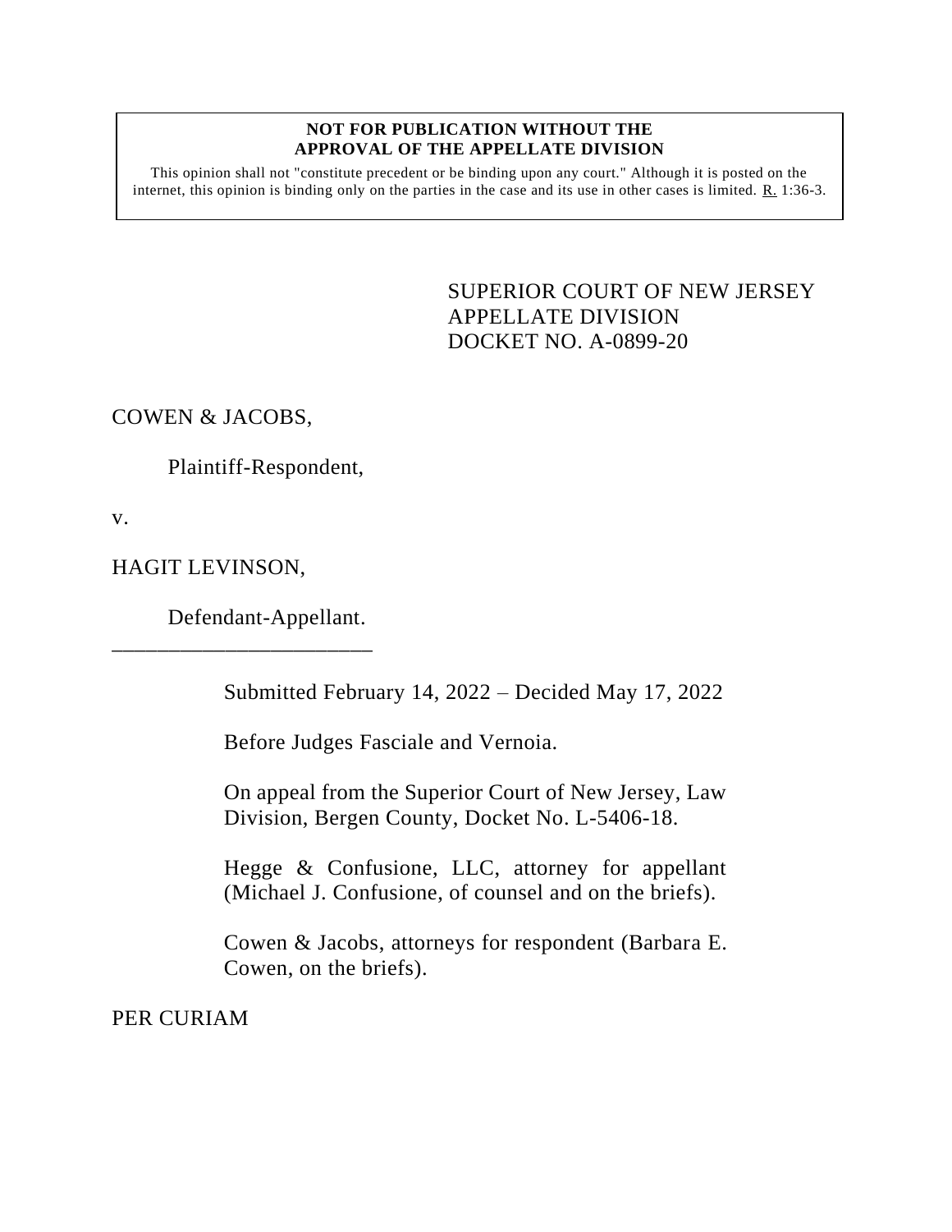**NOT FOR PUBLICATION WITHOUT THE APPROVAL OF THE APPELLATE DIVISION**

This opinion shall not "constitute precedent or be binding upon any court." Although it is posted on the internet, this opinion is binding only on the parties in the case and its use in other cases is limited. R. 1:36-3.

SUPERIOR COURT OF NEW JERSEY
APPELLATE DIVISION
DOCKET NO. A-0899-20

COWEN & JACOBS,

Plaintiff-Respondent,

v.

HAGIT LEVINSON,

Defendant-Appellant.

_______________________

Submitted February 14, 2022 – Decided May 17, 2022

Before Judges Fasciale and Vernoia.

On appeal from the Superior Court of New Jersey, Law Division, Bergen County, Docket No. L-5406-18.

Hegge & Confusione, LLC, attorney for appellant (Michael J. Confusione, of counsel and on the briefs).

Cowen & Jacobs, attorneys for respondent (Barbara E. Cowen, on the briefs).

PER CURIAM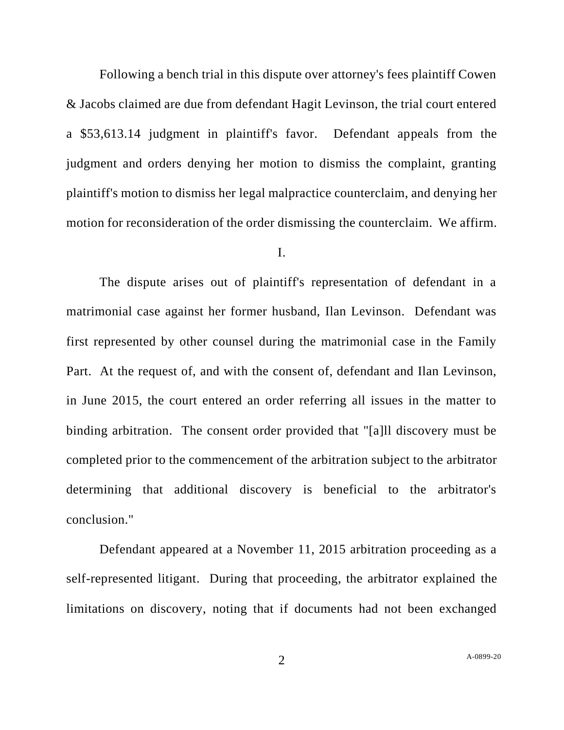Following a bench trial in this dispute over attorney's fees plaintiff Cowen & Jacobs claimed are due from defendant Hagit Levinson, the trial court entered a $53,613.14 judgment in plaintiff's favor. Defendant appeals from the judgment and orders denying her motion to dismiss the complaint, granting plaintiff's motion to dismiss her legal malpractice counterclaim, and denying her motion for reconsideration of the order dismissing the counterclaim. We affirm.

## I.

The dispute arises out of plaintiff's representation of defendant in a matrimonial case against her former husband, Ilan Levinson. Defendant was first represented by other counsel during the matrimonial case in the Family Part. At the request of, and with the consent of, defendant and Ilan Levinson, in June 2015, the court entered an order referring all issues in the matter to binding arbitration. The consent order provided that "[a]ll discovery must be completed prior to the commencement of the arbitration subject to the arbitrator determining that additional discovery is beneficial to the arbitrator's conclusion."

Defendant appeared at a November 11, 2015 arbitration proceeding as a self-represented litigant. During that proceeding, the arbitrator explained the limitations on discovery, noting that if documents had not been exchanged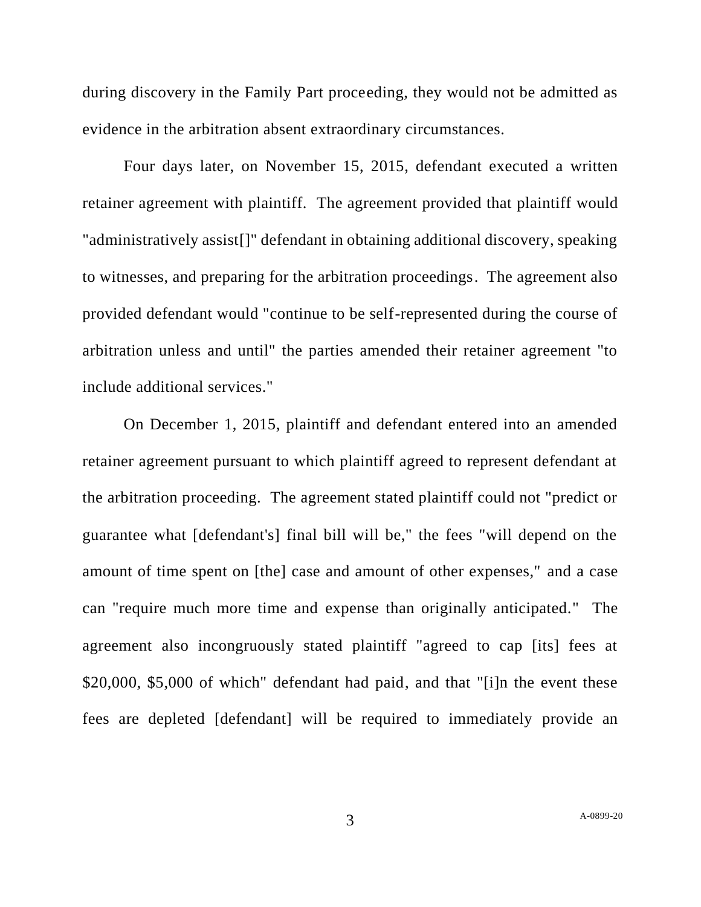during discovery in the Family Part proceeding, they would not be admitted as evidence in the arbitration absent extraordinary circumstances.

Four days later, on November 15, 2015, defendant executed a written retainer agreement with plaintiff. The agreement provided that plaintiff would "administratively assist[]" defendant in obtaining additional discovery, speaking to witnesses, and preparing for the arbitration proceedings. The agreement also provided defendant would "continue to be self-represented during the course of arbitration unless and until" the parties amended their retainer agreement "to include additional services."

On December 1, 2015, plaintiff and defendant entered into an amended retainer agreement pursuant to which plaintiff agreed to represent defendant at the arbitration proceeding. The agreement stated plaintiff could not "predict or guarantee what [defendant's] final bill will be," the fees "will depend on the amount of time spent on [the] case and amount of other expenses," and a case can "require much more time and expense than originally anticipated." The agreement also incongruously stated plaintiff "agreed to cap [its] fees at $20,000, $5,000 of which" defendant had paid, and that "[i]n the event these fees are depleted [defendant] will be required to immediately provide an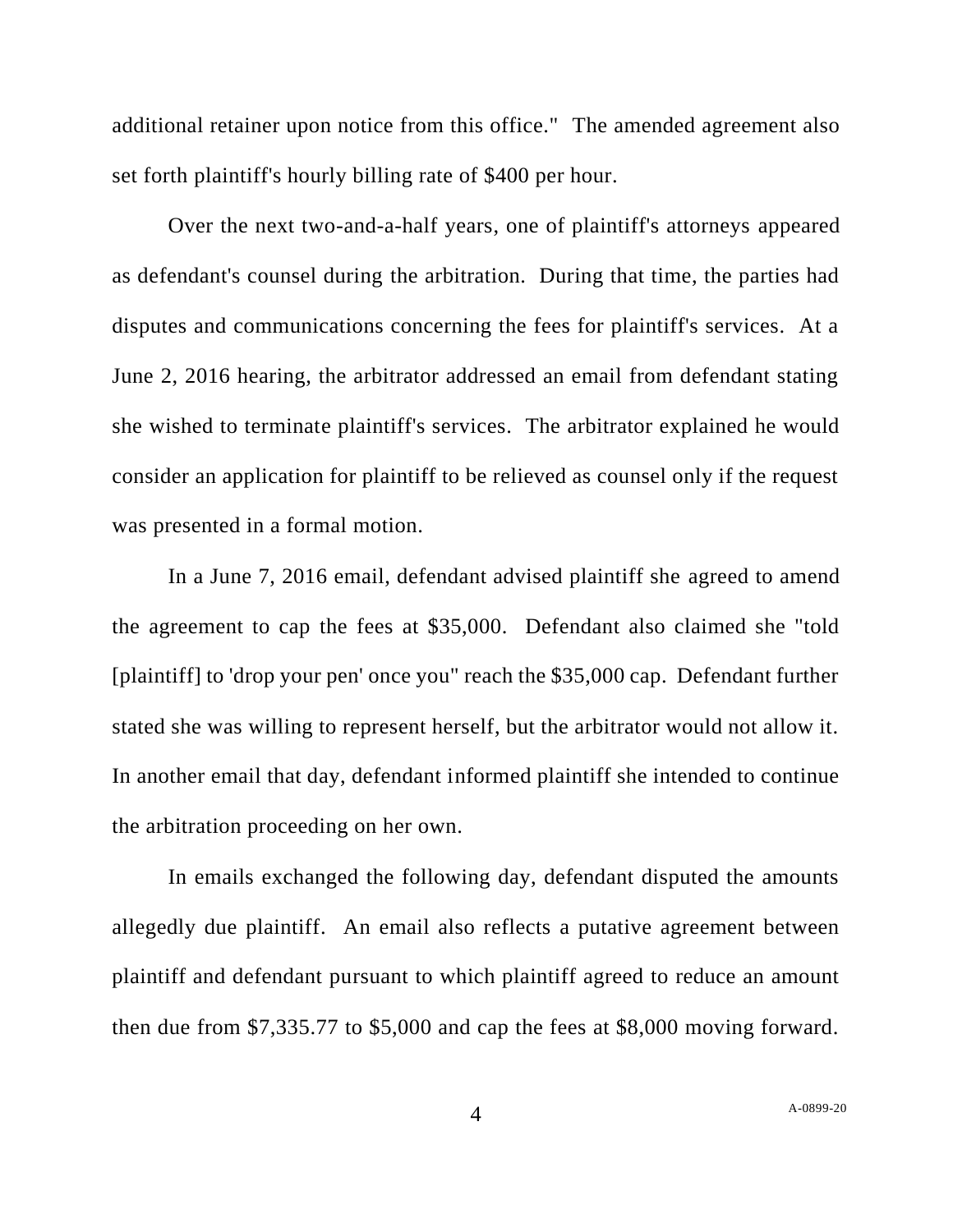additional retainer upon notice from this office." The amended agreement also set forth plaintiff's hourly billing rate of $400 per hour.

Over the next two-and-a-half years, one of plaintiff's attorneys appeared as defendant's counsel during the arbitration. During that time, the parties had disputes and communications concerning the fees for plaintiff's services. At a June 2, 2016 hearing, the arbitrator addressed an email from defendant stating she wished to terminate plaintiff's services. The arbitrator explained he would consider an application for plaintiff to be relieved as counsel only if the request was presented in a formal motion.

In a June 7, 2016 email, defendant advised plaintiff she agreed to amend the agreement to cap the fees at $35,000. Defendant also claimed she "told [plaintiff] to 'drop your pen' once you" reach the $35,000 cap. Defendant further stated she was willing to represent herself, but the arbitrator would not allow it. In another email that day, defendant informed plaintiff she intended to continue the arbitration proceeding on her own.

In emails exchanged the following day, defendant disputed the amounts allegedly due plaintiff. An email also reflects a putative agreement between plaintiff and defendant pursuant to which plaintiff agreed to reduce an amount then due from $7,335.77 to $5,000 and cap the fees at $8,000 moving forward.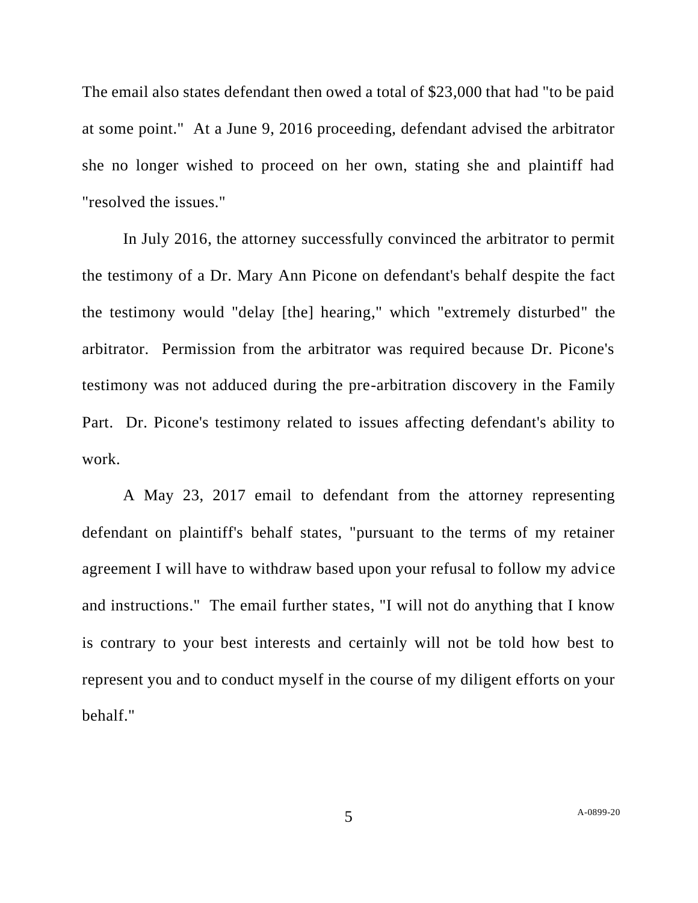The email also states defendant then owed a total of $23,000 that had "to be paid at some point." At a June 9, 2016 proceeding, defendant advised the arbitrator she no longer wished to proceed on her own, stating she and plaintiff had "resolved the issues."

In July 2016, the attorney successfully convinced the arbitrator to permit the testimony of a Dr. Mary Ann Picone on defendant's behalf despite the fact the testimony would "delay [the] hearing," which "extremely disturbed" the arbitrator. Permission from the arbitrator was required because Dr. Picone's testimony was not adduced during the pre-arbitration discovery in the Family Part. Dr. Picone's testimony related to issues affecting defendant's ability to work.

A May 23, 2017 email to defendant from the attorney representing defendant on plaintiff's behalf states, "pursuant to the terms of my retainer agreement I will have to withdraw based upon your refusal to follow my advice and instructions." The email further states, "I will not do anything that I know is contrary to your best interests and certainly will not be told how best to represent you and to conduct myself in the course of my diligent efforts on your behalf."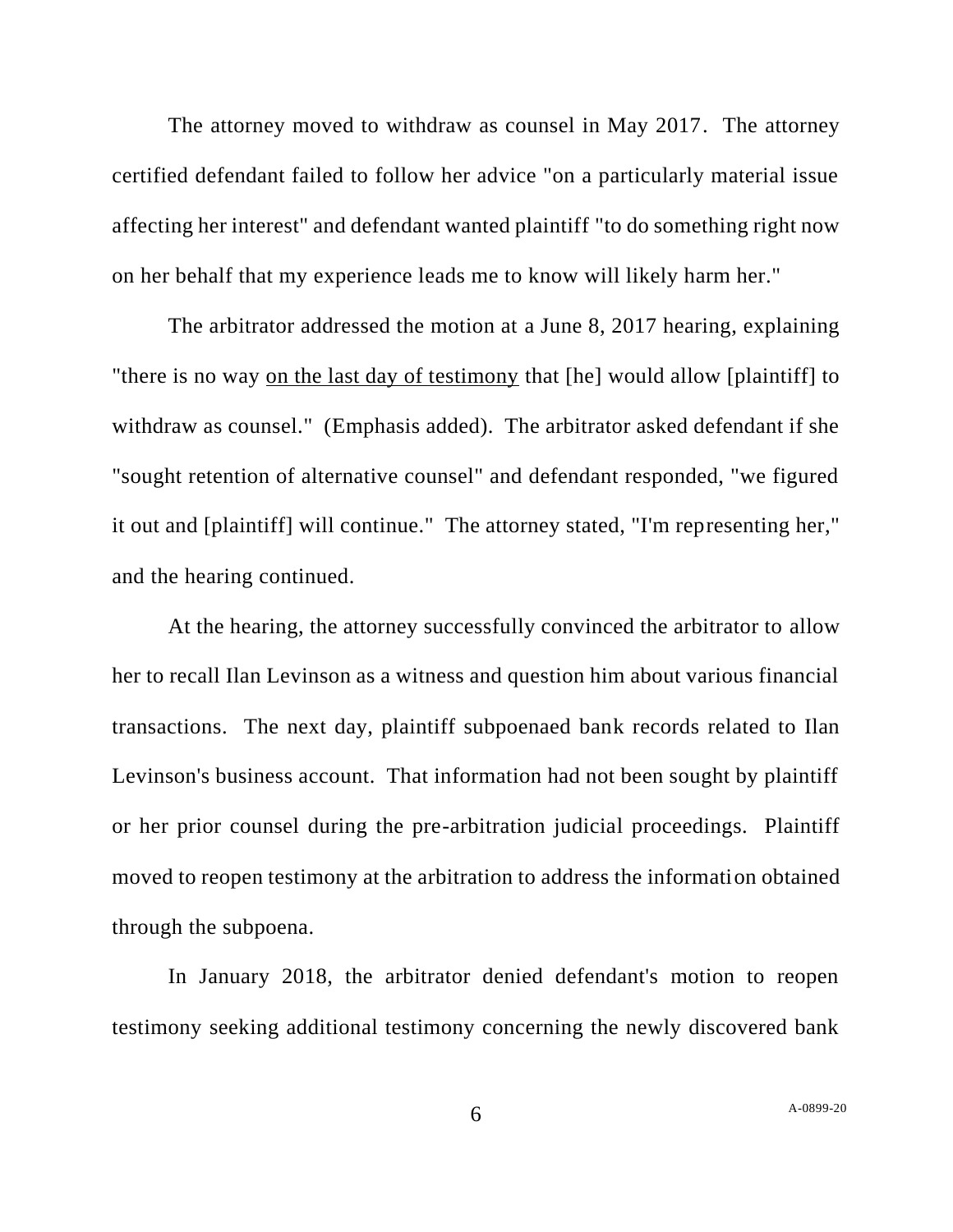The attorney moved to withdraw as counsel in May 2017. The attorney certified defendant failed to follow her advice "on a particularly material issue affecting her interest" and defendant wanted plaintiff "to do something right now on her behalf that my experience leads me to know will likely harm her."

The arbitrator addressed the motion at a June 8, 2017 hearing, explaining "there is no way <u>on the last day of testimony</u> that [he] would allow [plaintiff] to withdraw as counsel." (Emphasis added). The arbitrator asked defendant if she "sought retention of alternative counsel" and defendant responded, "we figured it out and [plaintiff] will continue." The attorney stated, "I'm representing her," and the hearing continued.

At the hearing, the attorney successfully convinced the arbitrator to allow her to recall Ilan Levinson as a witness and question him about various financial transactions. The next day, plaintiff subpoenaed bank records related to Ilan Levinson's business account. That information had not been sought by plaintiff or her prior counsel during the pre-arbitration judicial proceedings. Plaintiff moved to reopen testimony at the arbitration to address the information obtained through the subpoena.

In January 2018, the arbitrator denied defendant's motion to reopen testimony seeking additional testimony concerning the newly discovered bank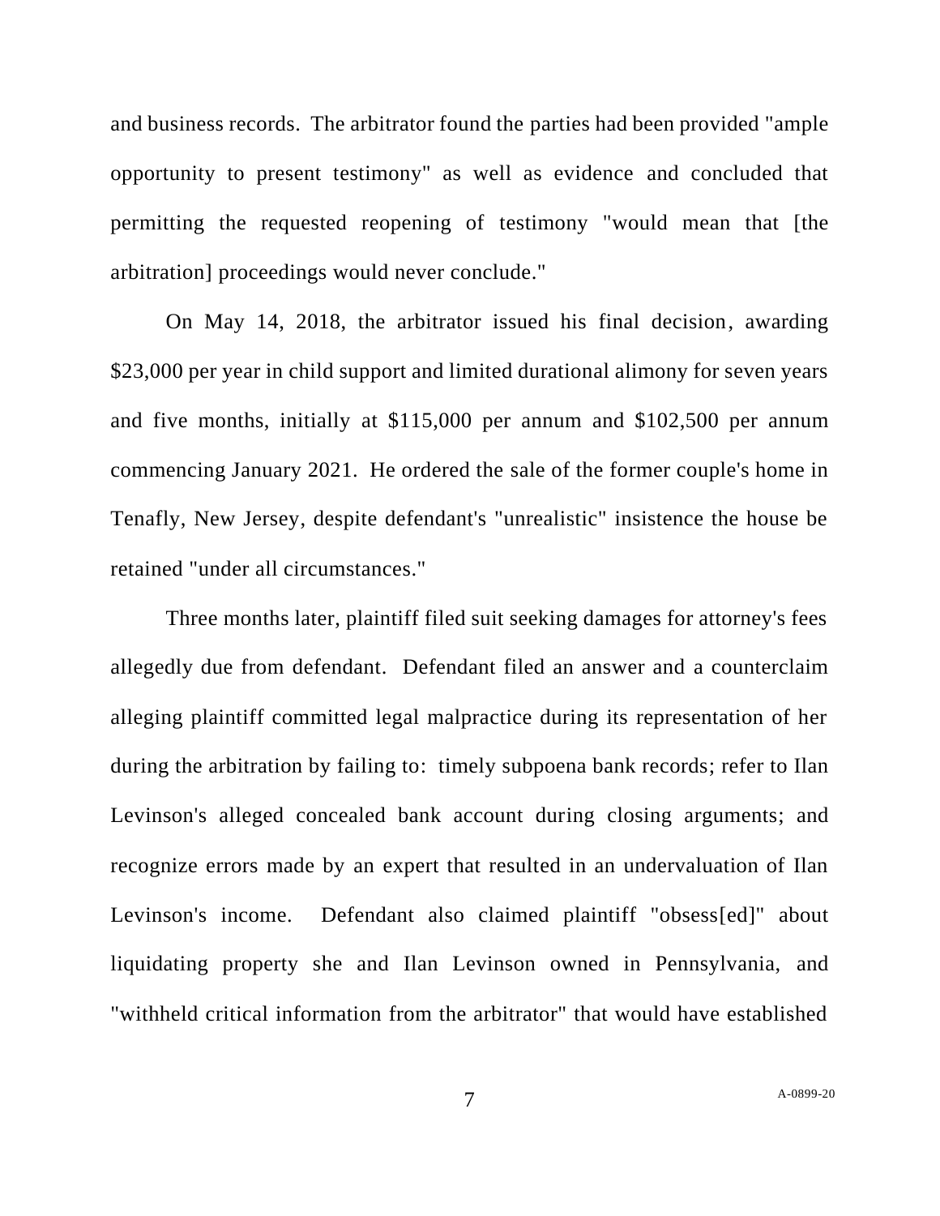and business records. The arbitrator found the parties had been provided "ample opportunity to present testimony" as well as evidence and concluded that permitting the requested reopening of testimony "would mean that [the arbitration] proceedings would never conclude."

On May 14, 2018, the arbitrator issued his final decision, awarding $23,000 per year in child support and limited durational alimony for seven years and five months, initially at $115,000 per annum and $102,500 per annum commencing January 2021. He ordered the sale of the former couple's home in Tenafly, New Jersey, despite defendant's "unrealistic" insistence the house be retained "under all circumstances."

Three months later, plaintiff filed suit seeking damages for attorney's fees allegedly due from defendant. Defendant filed an answer and a counterclaim alleging plaintiff committed legal malpractice during its representation of her during the arbitration by failing to: timely subpoena bank records; refer to Ilan Levinson's alleged concealed bank account during closing arguments; and recognize errors made by an expert that resulted in an undervaluation of Ilan Levinson's income. Defendant also claimed plaintiff "obsess[ed]" about liquidating property she and Ilan Levinson owned in Pennsylvania, and "withheld critical information from the arbitrator" that would have established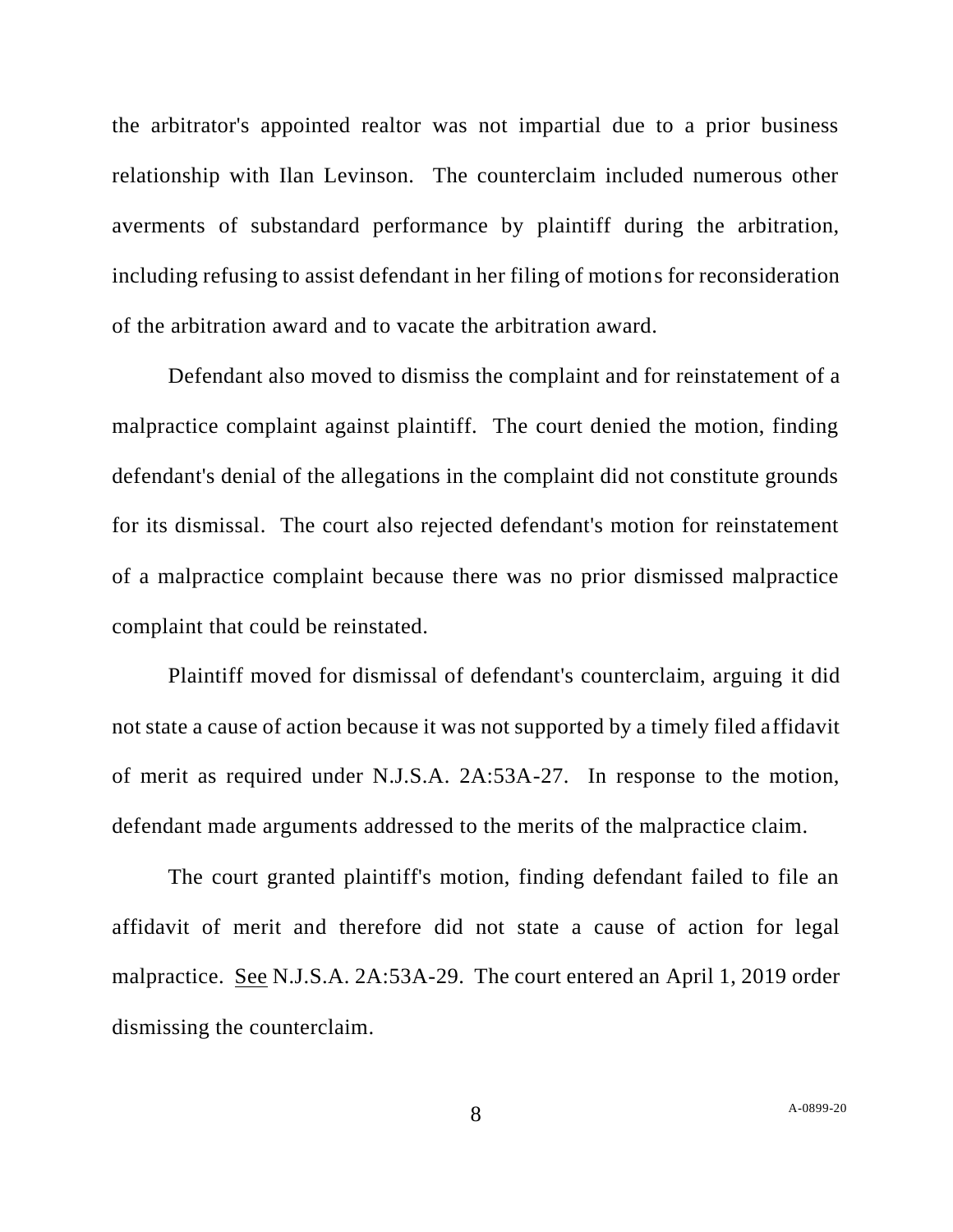the arbitrator's appointed realtor was not impartial due to a prior business relationship with Ilan Levinson. The counterclaim included numerous other averments of substandard performance by plaintiff during the arbitration, including refusing to assist defendant in her filing of motions for reconsideration of the arbitration award and to vacate the arbitration award.

Defendant also moved to dismiss the complaint and for reinstatement of a malpractice complaint against plaintiff. The court denied the motion, finding defendant's denial of the allegations in the complaint did not constitute grounds for its dismissal. The court also rejected defendant's motion for reinstatement of a malpractice complaint because there was no prior dismissed malpractice complaint that could be reinstated.

Plaintiff moved for dismissal of defendant's counterclaim, arguing it did not state a cause of action because it was not supported by a timely filed affidavit of merit as required under N.J.S.A. 2A:53A-27. In response to the motion, defendant made arguments addressed to the merits of the malpractice claim.

The court granted plaintiff's motion, finding defendant failed to file an affidavit of merit and therefore did not state a cause of action for legal malpractice. See N.J.S.A. 2A:53A-29. The court entered an April 1, 2019 order dismissing the counterclaim.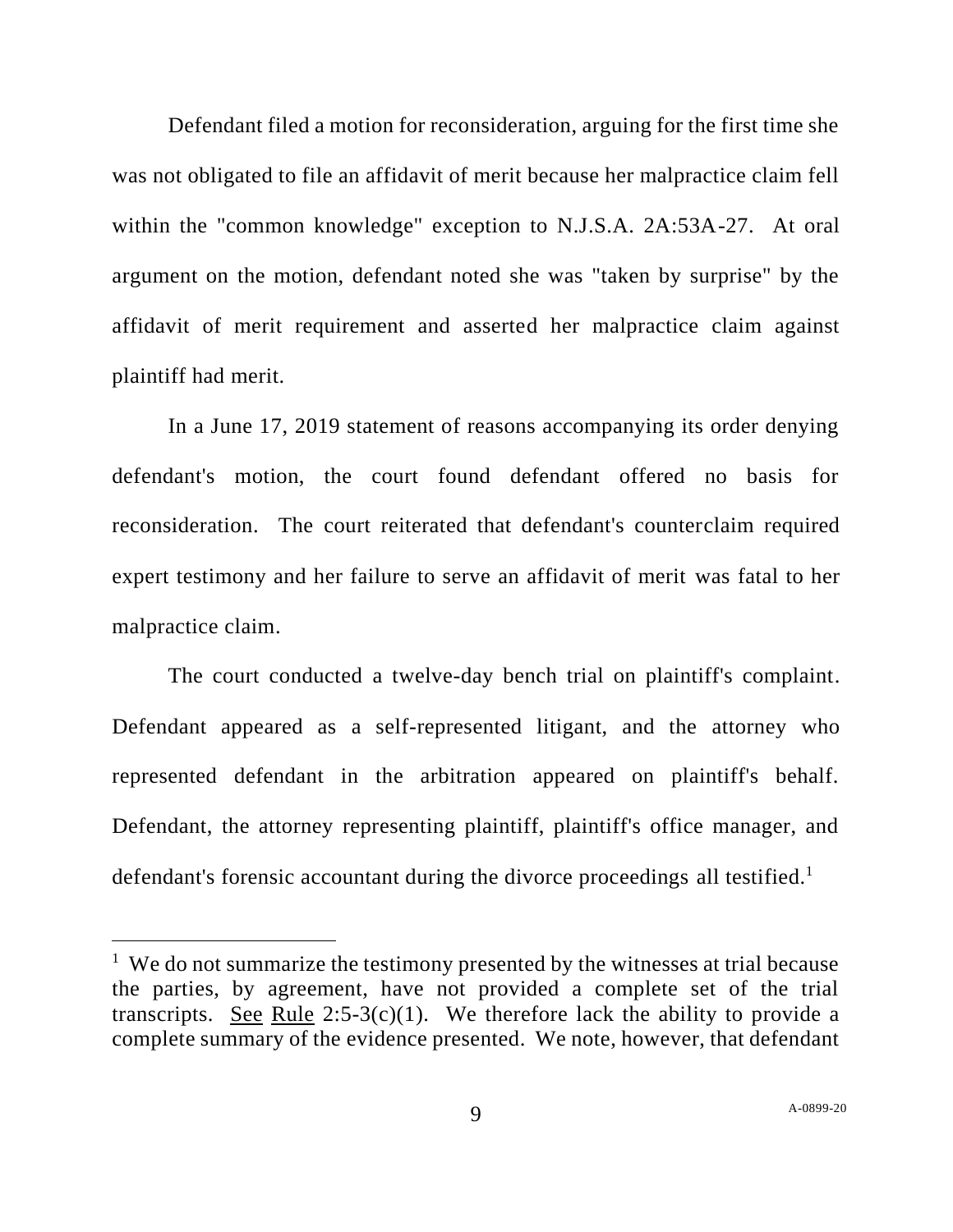Defendant filed a motion for reconsideration, arguing for the first time she was not obligated to file an affidavit of merit because her malpractice claim fell within the "common knowledge" exception to N.J.S.A. 2A:53A-27. At oral argument on the motion, defendant noted she was "taken by surprise" by the affidavit of merit requirement and asserted her malpractice claim against plaintiff had merit.

In a June 17, 2019 statement of reasons accompanying its order denying defendant's motion, the court found defendant offered no basis for reconsideration. The court reiterated that defendant's counterclaim required expert testimony and her failure to serve an affidavit of merit was fatal to her malpractice claim.

The court conducted a twelve-day bench trial on plaintiff's complaint. Defendant appeared as a self-represented litigant, and the attorney who represented defendant in the arbitration appeared on plaintiff's behalf. Defendant, the attorney representing plaintiff, plaintiff's office manager, and defendant's forensic accountant during the divorce proceedings all testified.[1]

---

[1] We do not summarize the testimony presented by the witnesses at trial because the parties, by agreement, have not provided a complete set of the trial transcripts. See Rule 2:5-3(c)(1). We therefore lack the ability to provide a complete summary of the evidence presented. We note, however, that defendant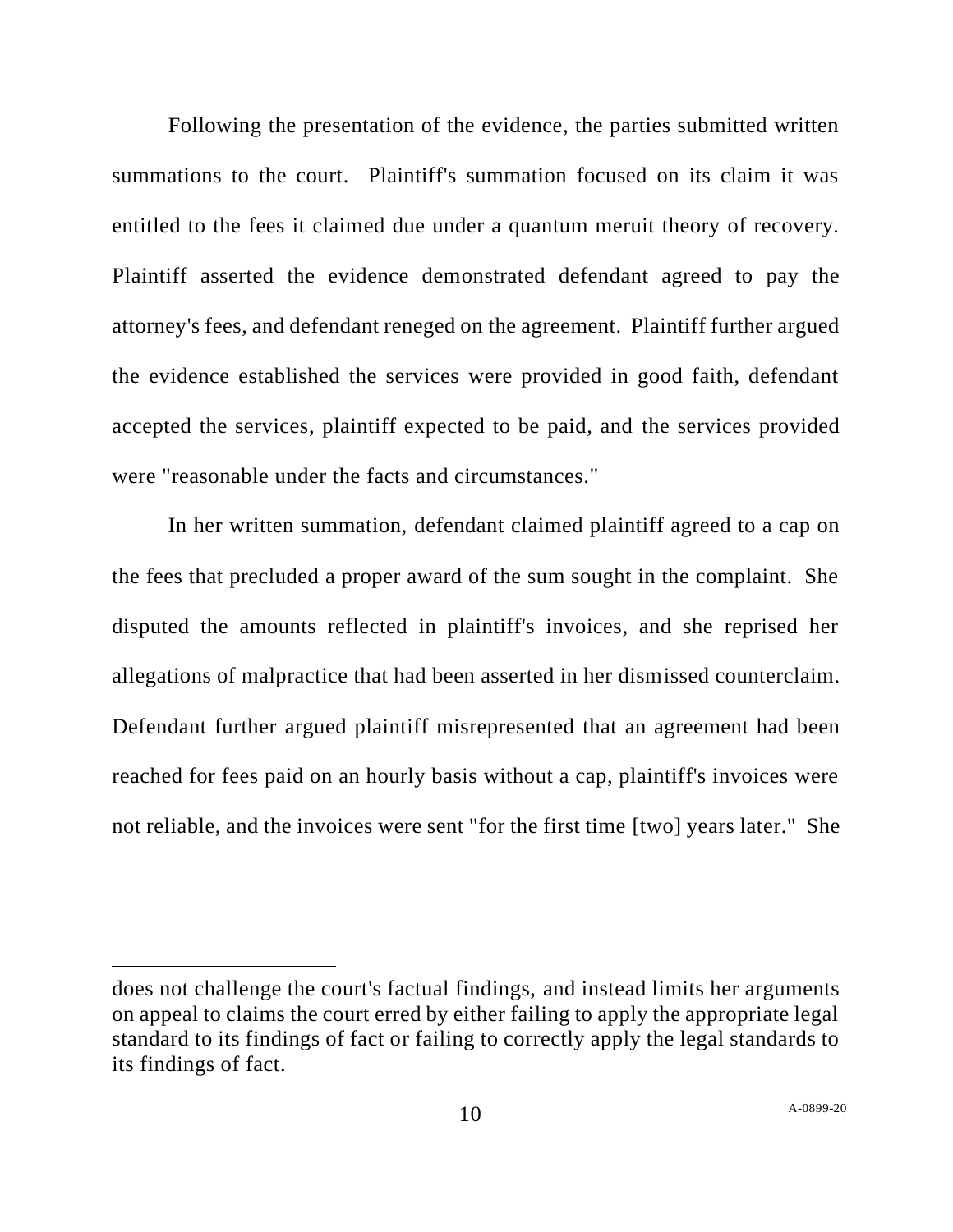Following the presentation of the evidence, the parties submitted written summations to the court. Plaintiff's summation focused on its claim it was entitled to the fees it claimed due under a quantum meruit theory of recovery. Plaintiff asserted the evidence demonstrated defendant agreed to pay the attorney's fees, and defendant reneged on the agreement. Plaintiff further argued the evidence established the services were provided in good faith, defendant accepted the services, plaintiff expected to be paid, and the services provided were "reasonable under the facts and circumstances."

In her written summation, defendant claimed plaintiff agreed to a cap on the fees that precluded a proper award of the sum sought in the complaint. She disputed the amounts reflected in plaintiff's invoices, and she reprised her allegations of malpractice that had been asserted in her dismissed counterclaim. Defendant further argued plaintiff misrepresented that an agreement had been reached for fees paid on an hourly basis without a cap, plaintiff's invoices were not reliable, and the invoices were sent "for the first time [two] years later." She

---

does not challenge the court's factual findings, and instead limits her arguments on appeal to claims the court erred by either failing to apply the appropriate legal standard to its findings of fact or failing to correctly apply the legal standards to its findings of fact.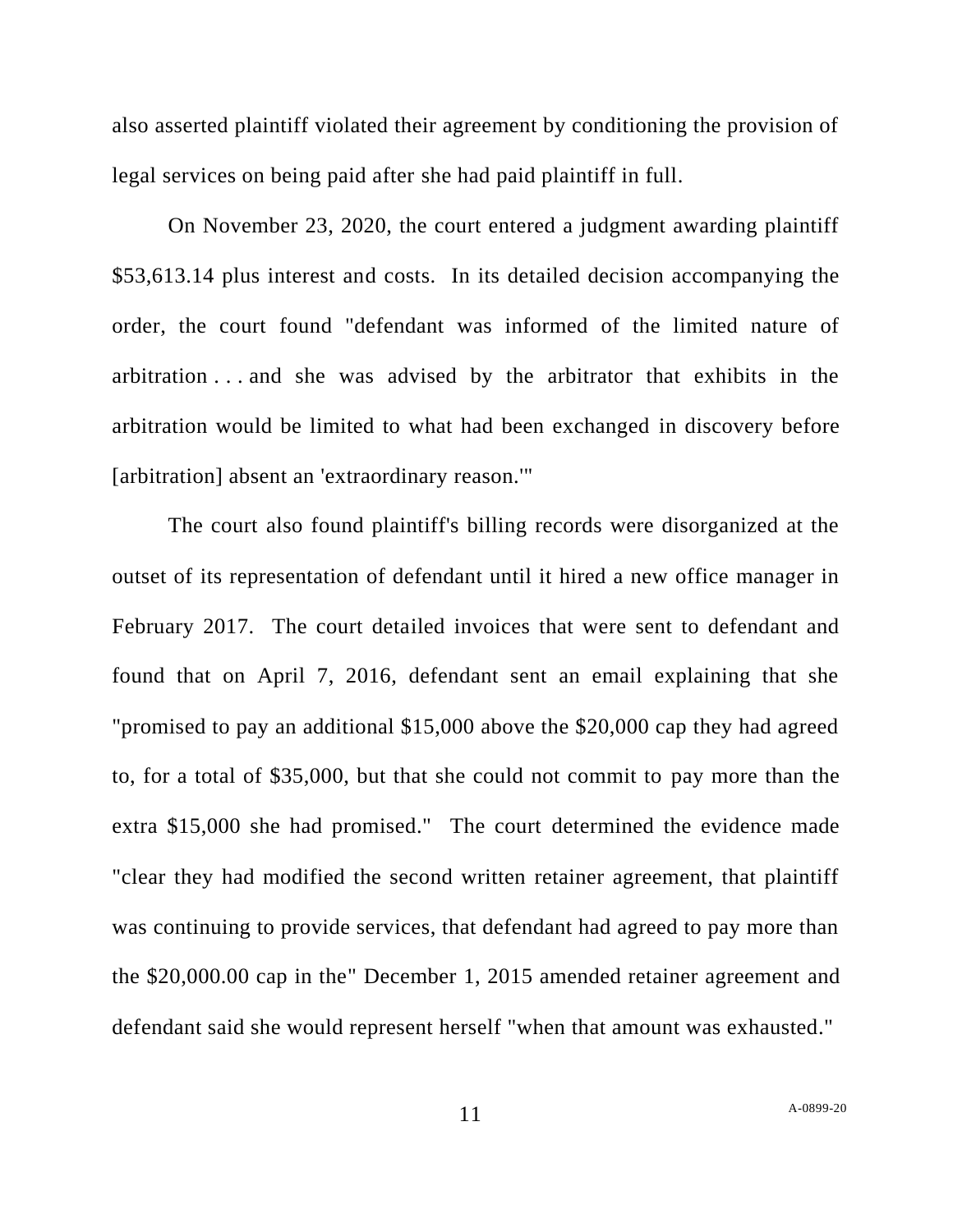also asserted plaintiff violated their agreement by conditioning the provision of legal services on being paid after she had paid plaintiff in full.

On November 23, 2020, the court entered a judgment awarding plaintiff $53,613.14 plus interest and costs. In its detailed decision accompanying the order, the court found "defendant was informed of the limited nature of arbitration . . . and she was advised by the arbitrator that exhibits in the arbitration would be limited to what had been exchanged in discovery before [arbitration] absent an 'extraordinary reason.'"

The court also found plaintiff's billing records were disorganized at the outset of its representation of defendant until it hired a new office manager in February 2017. The court detailed invoices that were sent to defendant and found that on April 7, 2016, defendant sent an email explaining that she "promised to pay an additional $15,000 above the $20,000 cap they had agreed to, for a total of $35,000, but that she could not commit to pay more than the extra $15,000 she had promised." The court determined the evidence made "clear they had modified the second written retainer agreement, that plaintiff was continuing to provide services, that defendant had agreed to pay more than the $20,000.00 cap in the" December 1, 2015 amended retainer agreement and defendant said she would represent herself "when that amount was exhausted."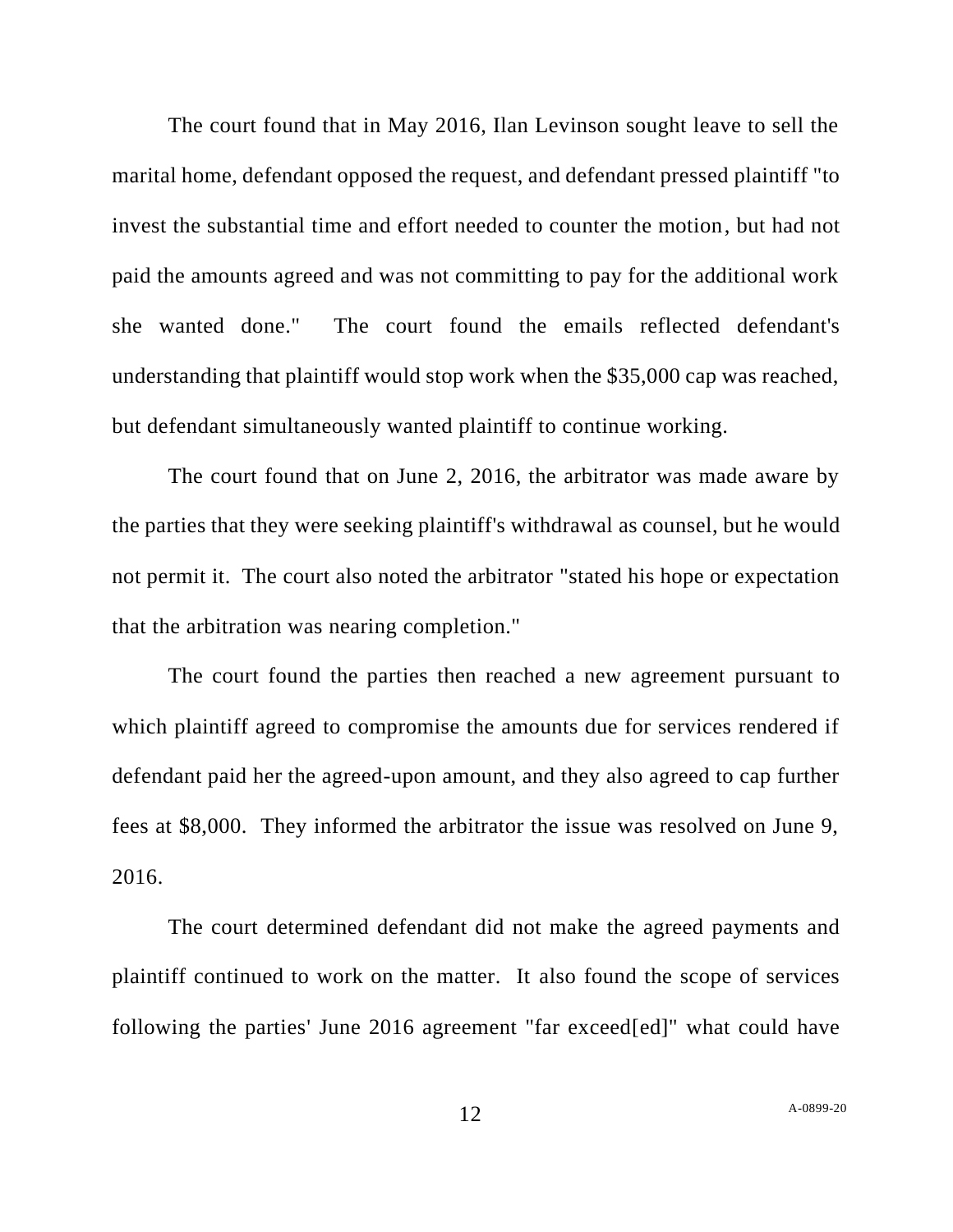The court found that in May 2016, Ilan Levinson sought leave to sell the marital home, defendant opposed the request, and defendant pressed plaintiff "to invest the substantial time and effort needed to counter the motion, but had not paid the amounts agreed and was not committing to pay for the additional work she wanted done." The court found the emails reflected defendant's understanding that plaintiff would stop work when the $35,000 cap was reached, but defendant simultaneously wanted plaintiff to continue working.

The court found that on June 2, 2016, the arbitrator was made aware by the parties that they were seeking plaintiff's withdrawal as counsel, but he would not permit it. The court also noted the arbitrator "stated his hope or expectation that the arbitration was nearing completion."

The court found the parties then reached a new agreement pursuant to which plaintiff agreed to compromise the amounts due for services rendered if defendant paid her the agreed-upon amount, and they also agreed to cap further fees at $8,000. They informed the arbitrator the issue was resolved on June 9, 2016.

The court determined defendant did not make the agreed payments and plaintiff continued to work on the matter. It also found the scope of services following the parties' June 2016 agreement "far exceed[ed]" what could have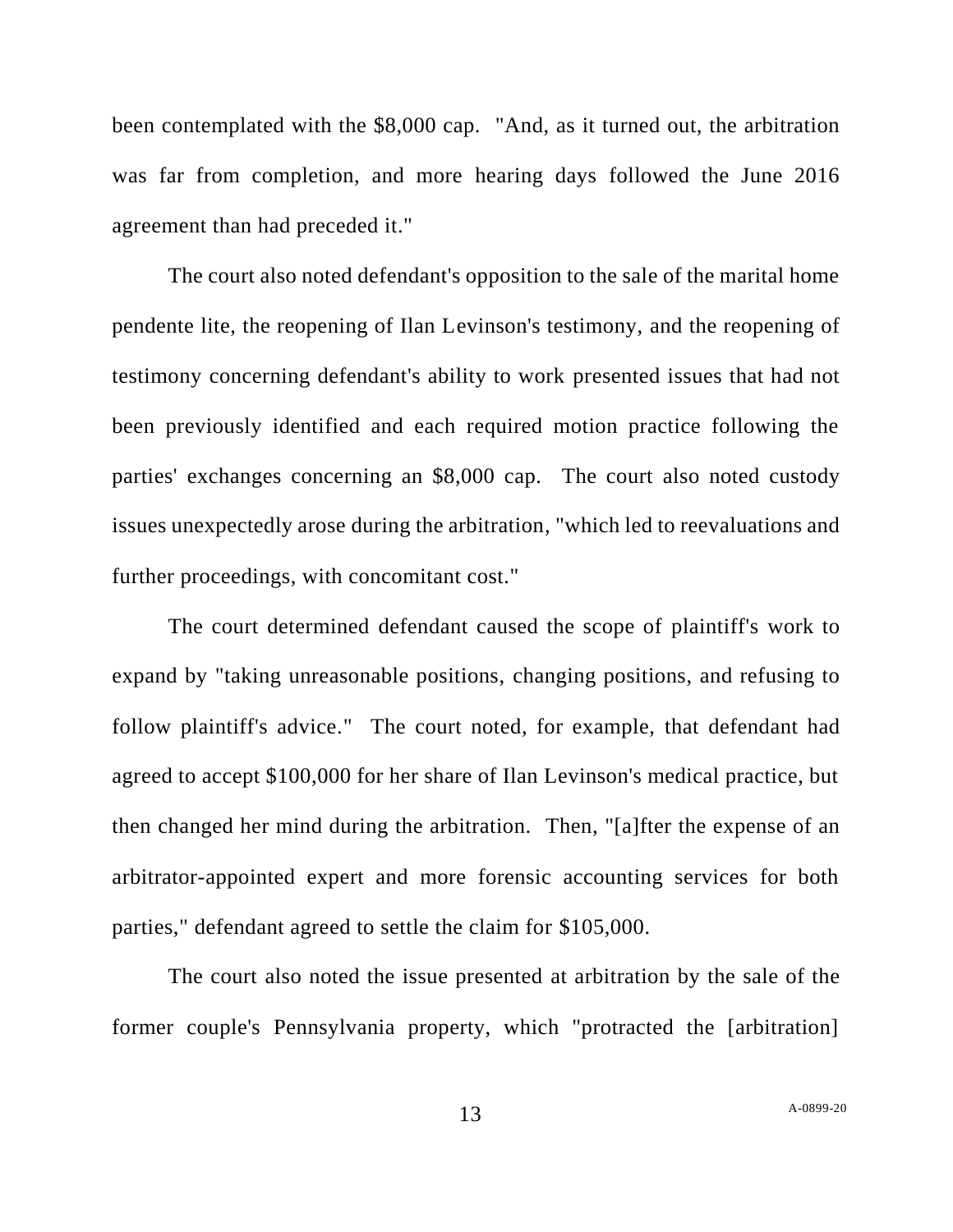been contemplated with the $8,000 cap. "And, as it turned out, the arbitration was far from completion, and more hearing days followed the June 2016 agreement than had preceded it."

The court also noted defendant's opposition to the sale of the marital home pendente lite, the reopening of Ilan Levinson's testimony, and the reopening of testimony concerning defendant's ability to work presented issues that had not been previously identified and each required motion practice following the parties' exchanges concerning an $8,000 cap. The court also noted custody issues unexpectedly arose during the arbitration, "which led to reevaluations and further proceedings, with concomitant cost."

The court determined defendant caused the scope of plaintiff's work to expand by "taking unreasonable positions, changing positions, and refusing to follow plaintiff's advice." The court noted, for example, that defendant had agreed to accept $100,000 for her share of Ilan Levinson's medical practice, but then changed her mind during the arbitration. Then, "[a]fter the expense of an arbitrator-appointed expert and more forensic accounting services for both parties," defendant agreed to settle the claim for $105,000.

The court also noted the issue presented at arbitration by the sale of the former couple's Pennsylvania property, which "protracted the [arbitration]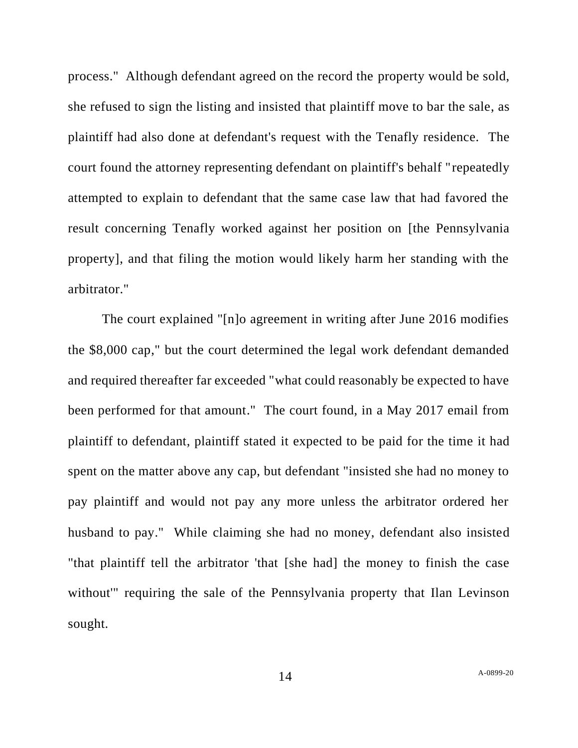process." Although defendant agreed on the record the property would be sold, she refused to sign the listing and insisted that plaintiff move to bar the sale, as plaintiff had also done at defendant's request with the Tenafly residence. The court found the attorney representing defendant on plaintiff's behalf "repeatedly attempted to explain to defendant that the same case law that had favored the result concerning Tenafly worked against her position on [the Pennsylvania property], and that filing the motion would likely harm her standing with the arbitrator."

The court explained "[n]o agreement in writing after June 2016 modifies the $8,000 cap," but the court determined the legal work defendant demanded and required thereafter far exceeded "what could reasonably be expected to have been performed for that amount." The court found, in a May 2017 email from plaintiff to defendant, plaintiff stated it expected to be paid for the time it had spent on the matter above any cap, but defendant "insisted she had no money to pay plaintiff and would not pay any more unless the arbitrator ordered her husband to pay." While claiming she had no money, defendant also insisted "that plaintiff tell the arbitrator 'that [she had] the money to finish the case without'" requiring the sale of the Pennsylvania property that Ilan Levinson sought.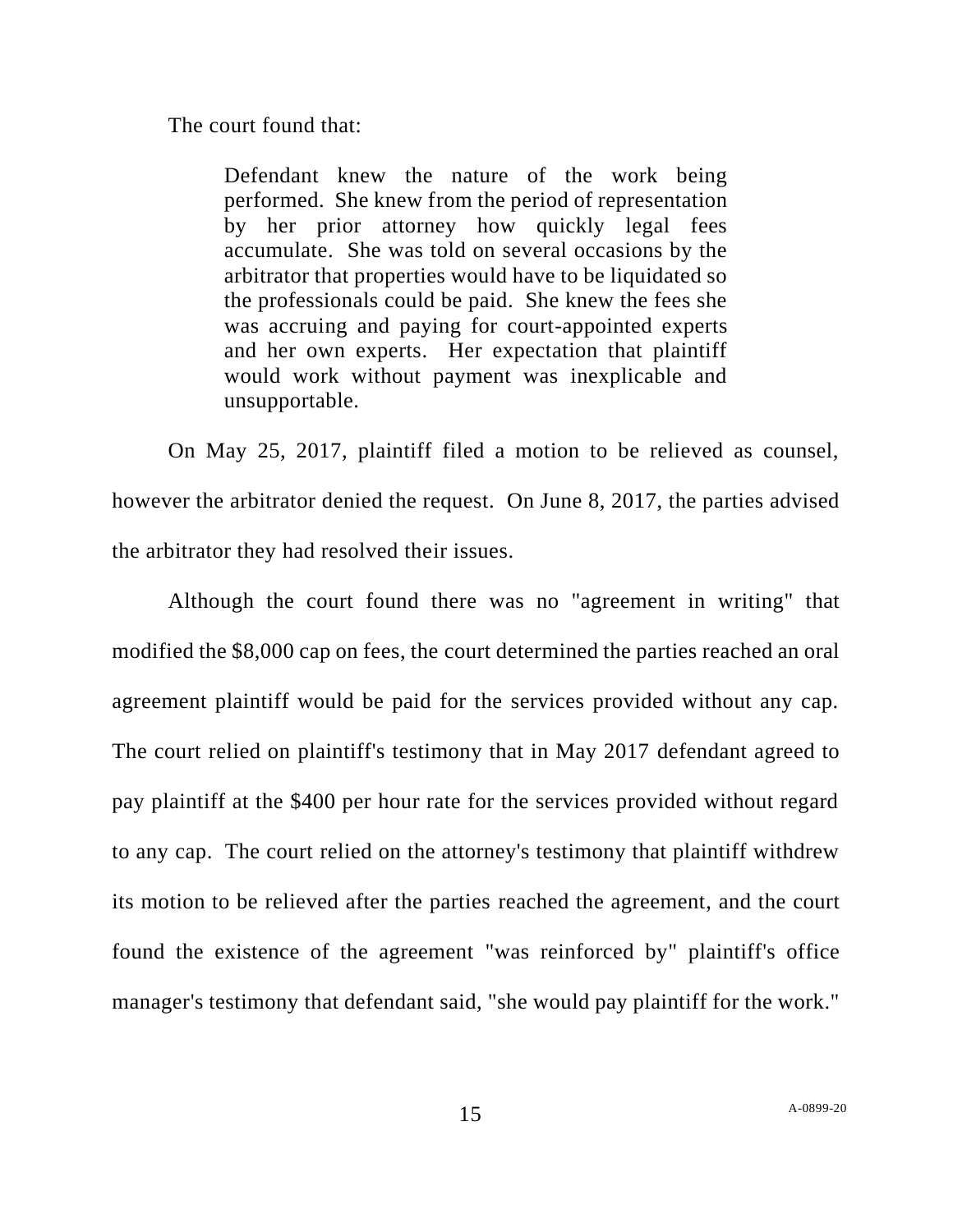The court found that:

> Defendant knew the nature of the work being performed. She knew from the period of representation by her prior attorney how quickly legal fees accumulate. She was told on several occasions by the arbitrator that properties would have to be liquidated so the professionals could be paid. She knew the fees she was accruing and paying for court-appointed experts and her own experts. Her expectation that plaintiff would work without payment was inexplicable and unsupportable.

On May 25, 2017, plaintiff filed a motion to be relieved as counsel, however the arbitrator denied the request. On June 8, 2017, the parties advised the arbitrator they had resolved their issues.

Although the court found there was no "agreement in writing" that modified the $8,000 cap on fees, the court determined the parties reached an oral agreement plaintiff would be paid for the services provided without any cap. The court relied on plaintiff's testimony that in May 2017 defendant agreed to pay plaintiff at the $400 per hour rate for the services provided without regard to any cap. The court relied on the attorney's testimony that plaintiff withdrew its motion to be relieved after the parties reached the agreement, and the court found the existence of the agreement "was reinforced by" plaintiff's office manager's testimony that defendant said, "she would pay plaintiff for the work."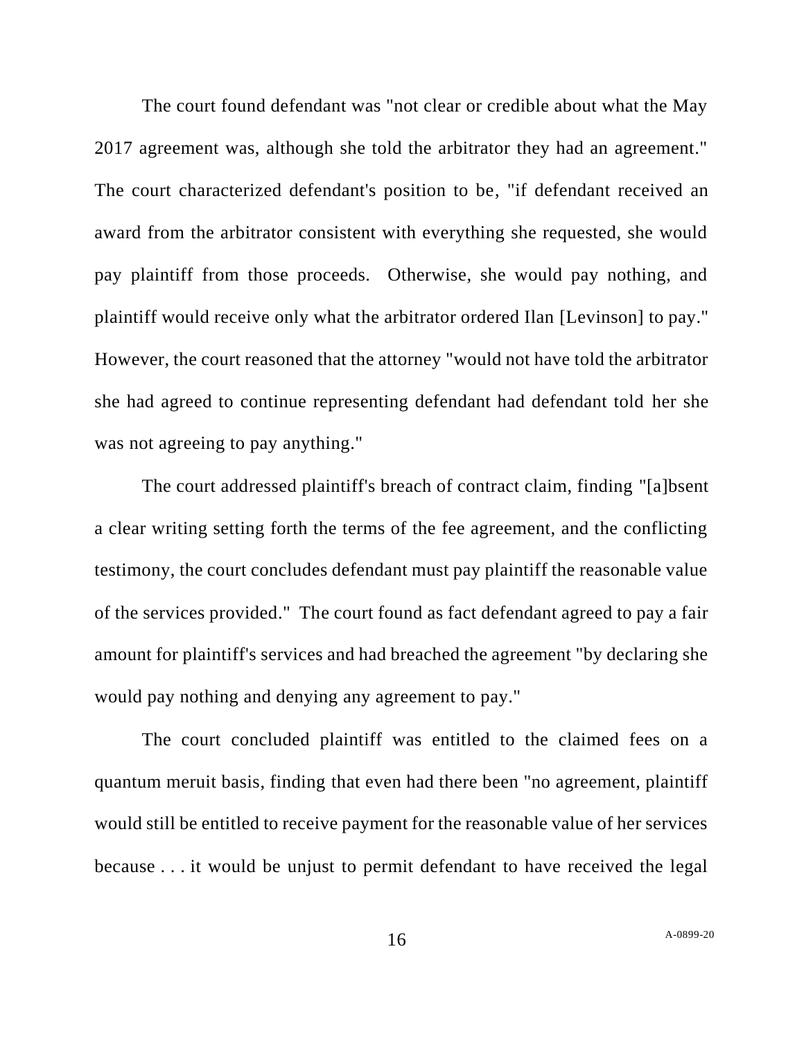The court found defendant was "not clear or credible about what the May 2017 agreement was, although she told the arbitrator they had an agreement." The court characterized defendant's position to be, "if defendant received an award from the arbitrator consistent with everything she requested, she would pay plaintiff from those proceeds. Otherwise, she would pay nothing, and plaintiff would receive only what the arbitrator ordered Ilan [Levinson] to pay." However, the court reasoned that the attorney "would not have told the arbitrator she had agreed to continue representing defendant had defendant told her she was not agreeing to pay anything."

The court addressed plaintiff's breach of contract claim, finding "[a]bsent a clear writing setting forth the terms of the fee agreement, and the conflicting testimony, the court concludes defendant must pay plaintiff the reasonable value of the services provided." The court found as fact defendant agreed to pay a fair amount for plaintiff's services and had breached the agreement "by declaring she would pay nothing and denying any agreement to pay."

The court concluded plaintiff was entitled to the claimed fees on a quantum meruit basis, finding that even had there been "no agreement, plaintiff would still be entitled to receive payment for the reasonable value of her services because . . . it would be unjust to permit defendant to have received the legal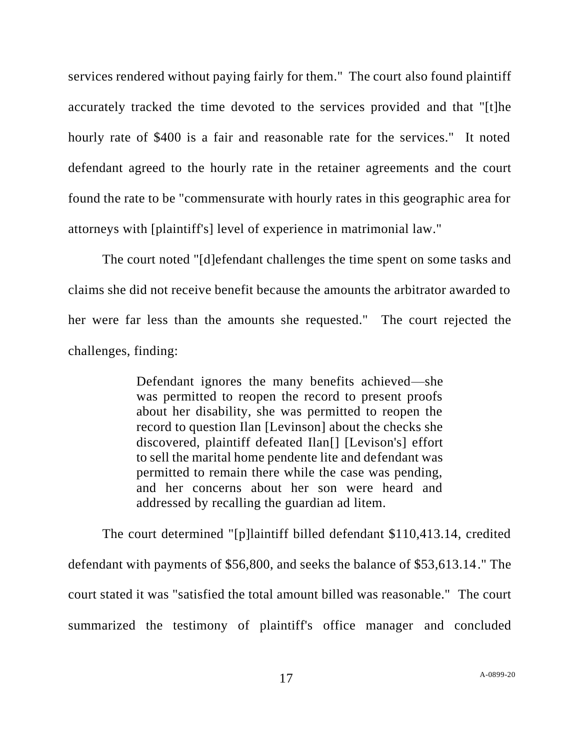services rendered without paying fairly for them." The court also found plaintiff accurately tracked the time devoted to the services provided and that "[t]he hourly rate of $400 is a fair and reasonable rate for the services." It noted defendant agreed to the hourly rate in the retainer agreements and the court found the rate to be "commensurate with hourly rates in this geographic area for attorneys with [plaintiff's] level of experience in matrimonial law."

The court noted "[d]efendant challenges the time spent on some tasks and claims she did not receive benefit because the amounts the arbitrator awarded to her were far less than the amounts she requested." The court rejected the challenges, finding:

> Defendant ignores the many benefits achieved—she was permitted to reopen the record to present proofs about her disability, she was permitted to reopen the record to question Ilan [Levinson] about the checks she discovered, plaintiff defeated Ilan[] [Levison's] effort to sell the marital home pendente lite and defendant was permitted to remain there while the case was pending, and her concerns about her son were heard and addressed by recalling the guardian ad litem.

The court determined "[p]laintiff billed defendant $110,413.14, credited defendant with payments of $56,800, and seeks the balance of $53,613.14." The court stated it was "satisfied the total amount billed was reasonable." The court summarized the testimony of plaintiff's office manager and concluded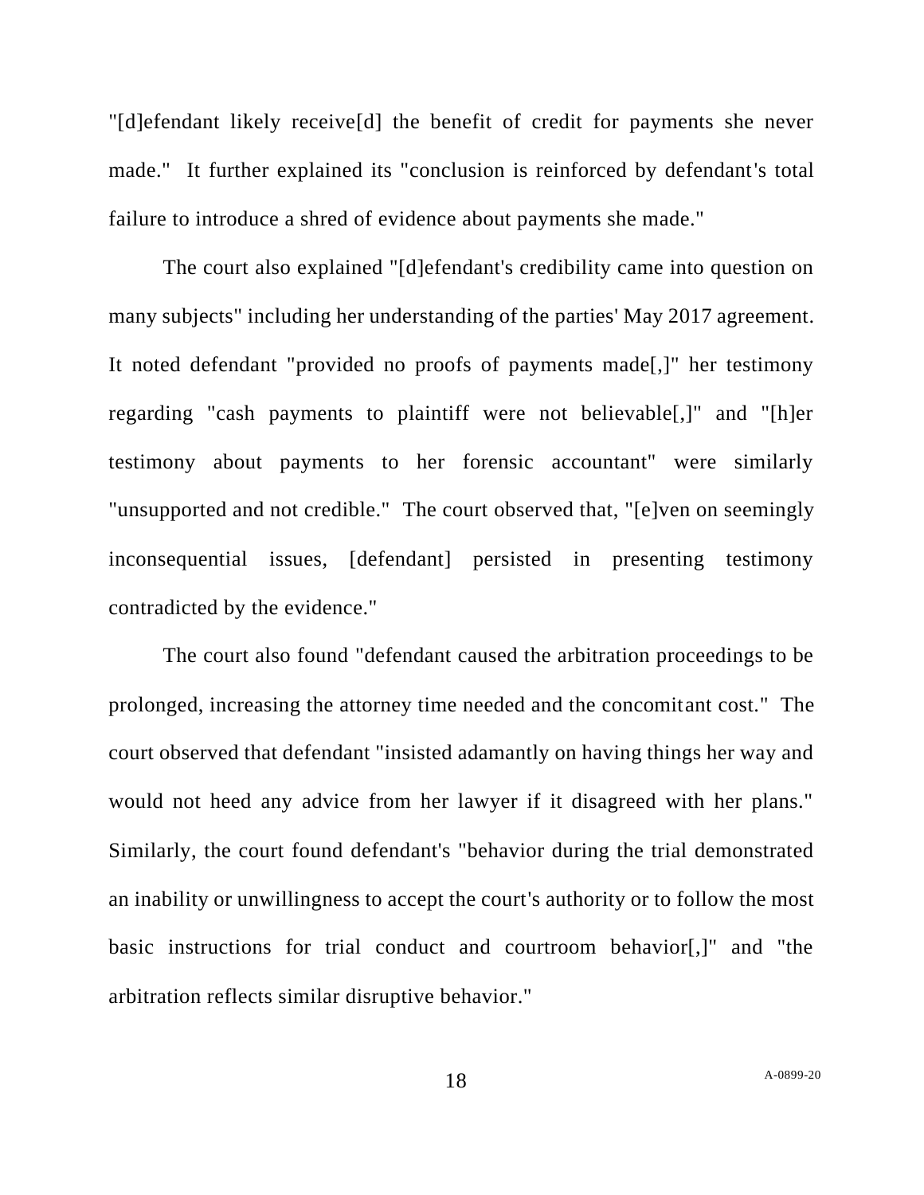"[d]efendant likely receive[d] the benefit of credit for payments she never made." It further explained its "conclusion is reinforced by defendant's total failure to introduce a shred of evidence about payments she made."

The court also explained "[d]efendant's credibility came into question on many subjects" including her understanding of the parties' May 2017 agreement. It noted defendant "provided no proofs of payments made[,]" her testimony regarding "cash payments to plaintiff were not believable[,]" and "[h]er testimony about payments to her forensic accountant" were similarly "unsupported and not credible." The court observed that, "[e]ven on seemingly inconsequential issues, [defendant] persisted in presenting testimony contradicted by the evidence."

The court also found "defendant caused the arbitration proceedings to be prolonged, increasing the attorney time needed and the concomitant cost." The court observed that defendant "insisted adamantly on having things her way and would not heed any advice from her lawyer if it disagreed with her plans." Similarly, the court found defendant's "behavior during the trial demonstrated an inability or unwillingness to accept the court's authority or to follow the most basic instructions for trial conduct and courtroom behavior[,]" and "the arbitration reflects similar disruptive behavior."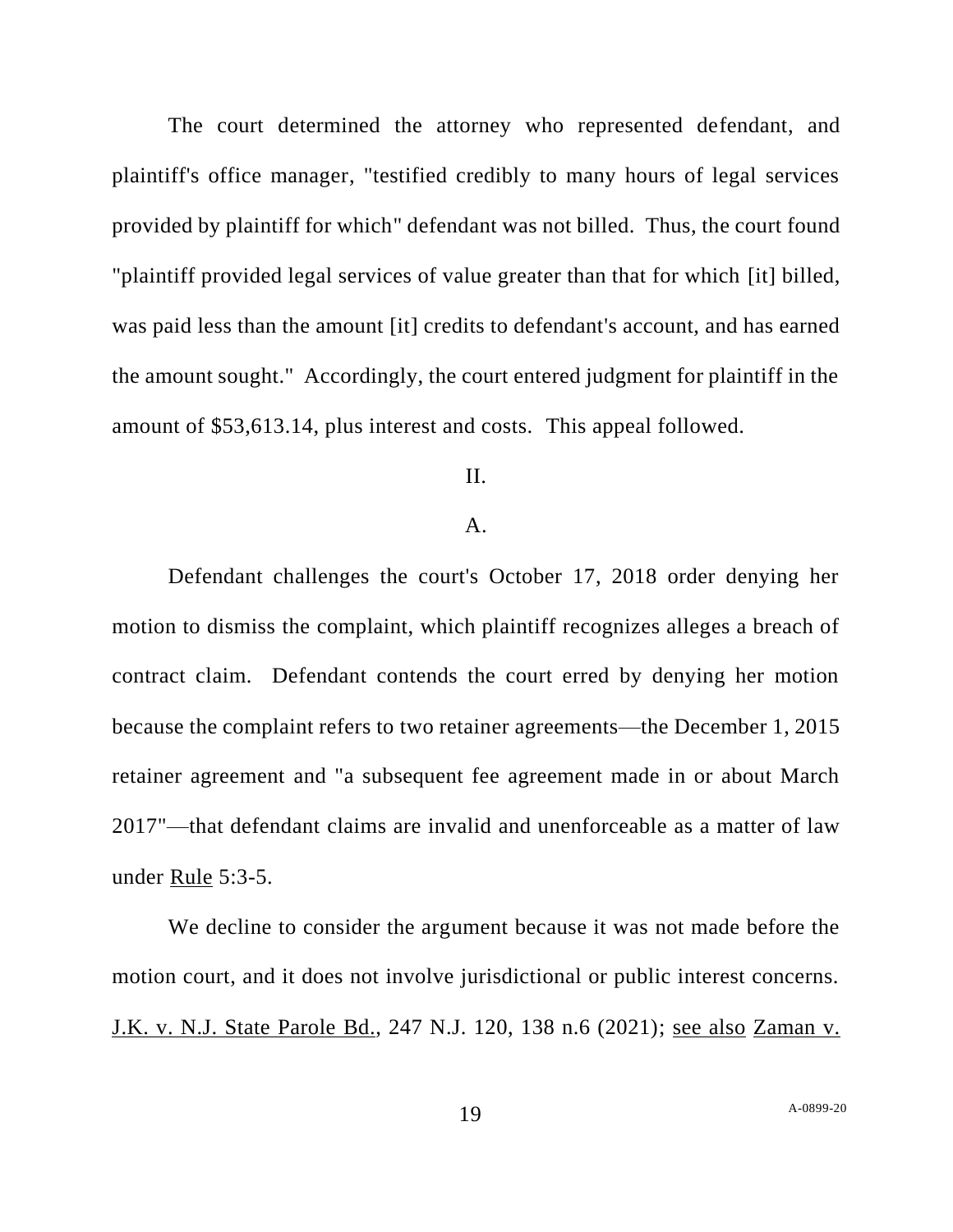The court determined the attorney who represented defendant, and plaintiff's office manager, "testified credibly to many hours of legal services provided by plaintiff for which" defendant was not billed. Thus, the court found "plaintiff provided legal services of value greater than that for which [it] billed, was paid less than the amount [it] credits to defendant's account, and has earned the amount sought." Accordingly, the court entered judgment for plaintiff in the amount of $53,613.14, plus interest and costs. This appeal followed.

## II.

### A.

Defendant challenges the court's October 17, 2018 order denying her motion to dismiss the complaint, which plaintiff recognizes alleges a breach of contract claim. Defendant contends the court erred by denying her motion because the complaint refers to two retainer agreements—the December 1, 2015 retainer agreement and "a subsequent fee agreement made in or about March 2017"—that defendant claims are invalid and unenforceable as a matter of law under Rule 5:3-5.

We decline to consider the argument because it was not made before the motion court, and it does not involve jurisdictional or public interest concerns. J.K. v. N.J. State Parole Bd., 247 N.J. 120, 138 n.6 (2021); see also Zaman v.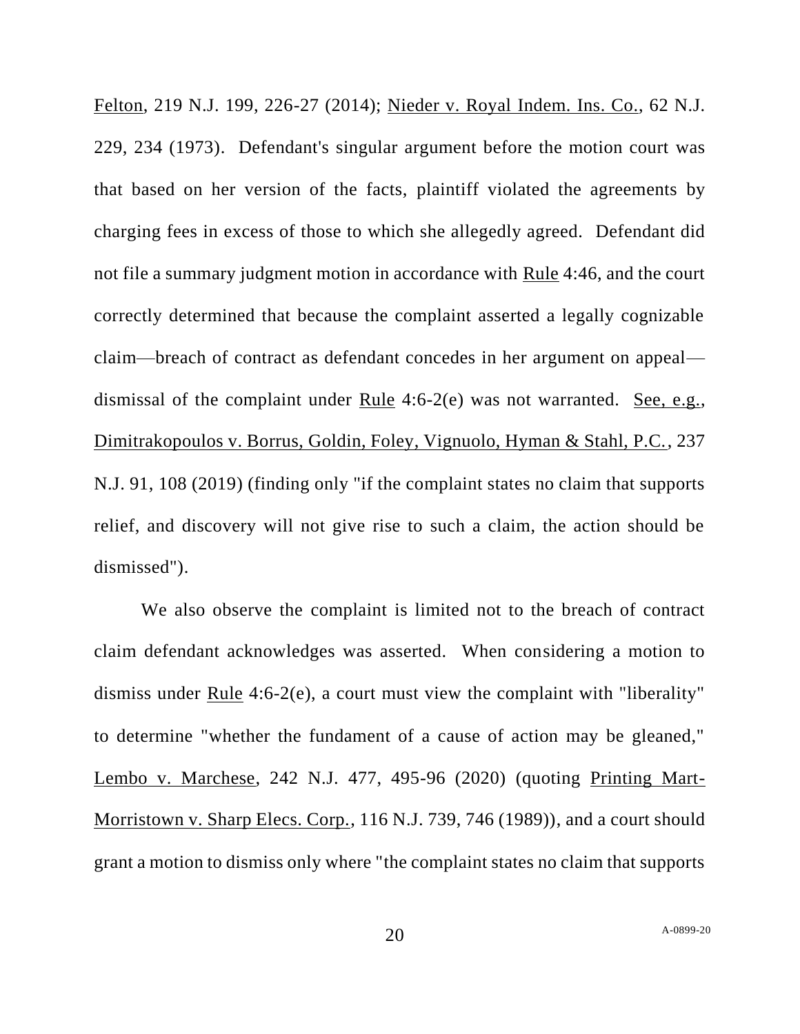Felton, 219 N.J. 199, 226-27 (2014); Nieder v. Royal Indem. Ins. Co., 62 N.J. 229, 234 (1973). Defendant's singular argument before the motion court was that based on her version of the facts, plaintiff violated the agreements by charging fees in excess of those to which she allegedly agreed. Defendant did not file a summary judgment motion in accordance with Rule 4:46, and the court correctly determined that because the complaint asserted a legally cognizable claim—breach of contract as defendant concedes in her argument on appeal—dismissal of the complaint under Rule 4:6-2(e) was not warranted. See, e.g., Dimitrakopoulos v. Borrus, Goldin, Foley, Vignuolo, Hyman & Stahl, P.C., 237 N.J. 91, 108 (2019) (finding only "if the complaint states no claim that supports relief, and discovery will not give rise to such a claim, the action should be dismissed").

We also observe the complaint is limited not to the breach of contract claim defendant acknowledges was asserted. When considering a motion to dismiss under Rule 4:6-2(e), a court must view the complaint with "liberality" to determine "whether the fundament of a cause of action may be gleaned," Lembo v. Marchese, 242 N.J. 477, 495-96 (2020) (quoting Printing Mart-Morristown v. Sharp Elecs. Corp., 116 N.J. 739, 746 (1989)), and a court should grant a motion to dismiss only where "the complaint states no claim that supports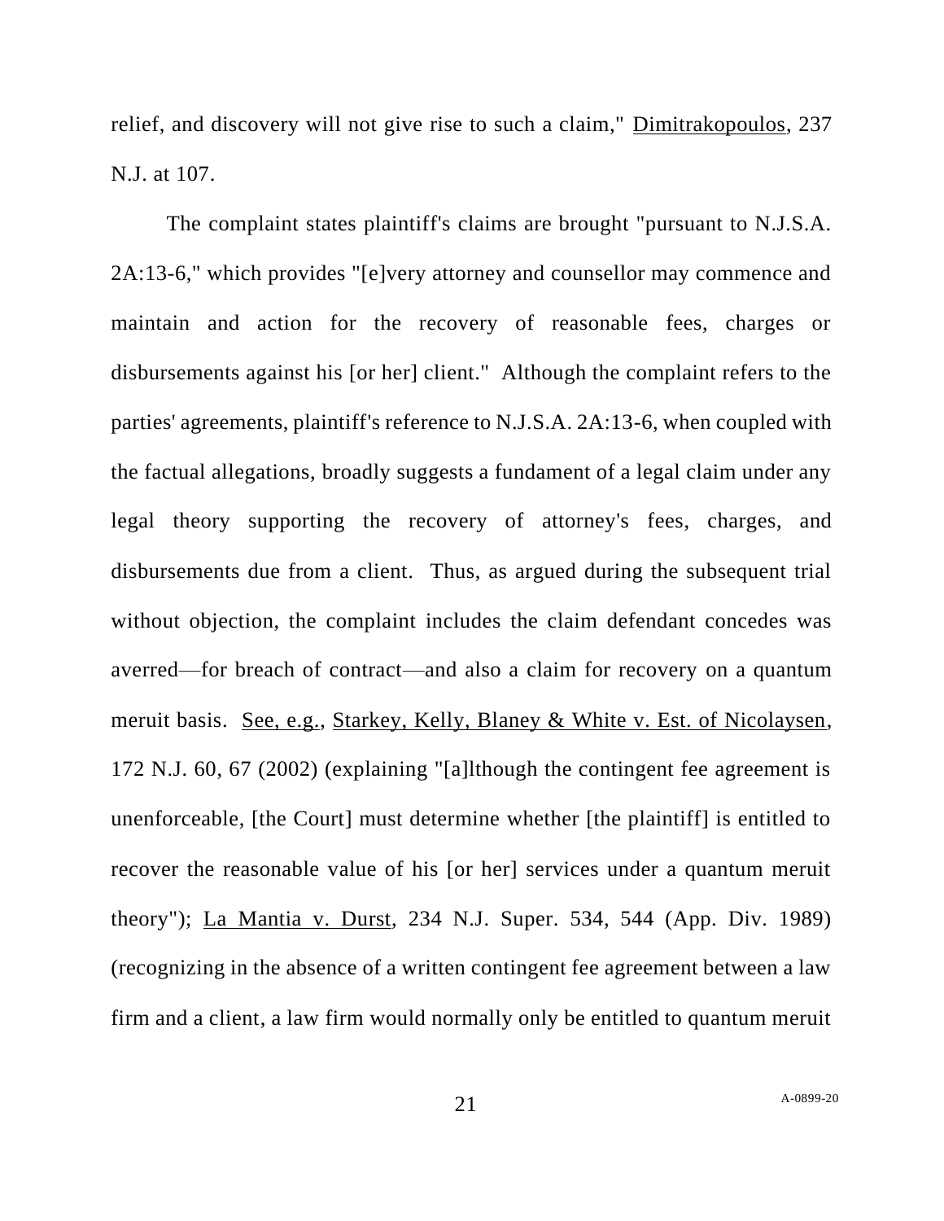relief, and discovery will not give rise to such a claim," Dimitrakopoulos, 237 N.J. at 107.

The complaint states plaintiff's claims are brought "pursuant to N.J.S.A. 2A:13-6," which provides "[e]very attorney and counsellor may commence and maintain and action for the recovery of reasonable fees, charges or disbursements against his [or her] client." Although the complaint refers to the parties' agreements, plaintiff's reference to N.J.S.A. 2A:13-6, when coupled with the factual allegations, broadly suggests a fundament of a legal claim under any legal theory supporting the recovery of attorney's fees, charges, and disbursements due from a client. Thus, as argued during the subsequent trial without objection, the complaint includes the claim defendant concedes was averred—for breach of contract—and also a claim for recovery on a quantum meruit basis. See, e.g., Starkey, Kelly, Blaney & White v. Est. of Nicolaysen, 172 N.J. 60, 67 (2002) (explaining "[a]lthough the contingent fee agreement is unenforceable, [the Court] must determine whether [the plaintiff] is entitled to recover the reasonable value of his [or her] services under a quantum meruit theory"); La Mantia v. Durst, 234 N.J. Super. 534, 544 (App. Div. 1989) (recognizing in the absence of a written contingent fee agreement between a law firm and a client, a law firm would normally only be entitled to quantum meruit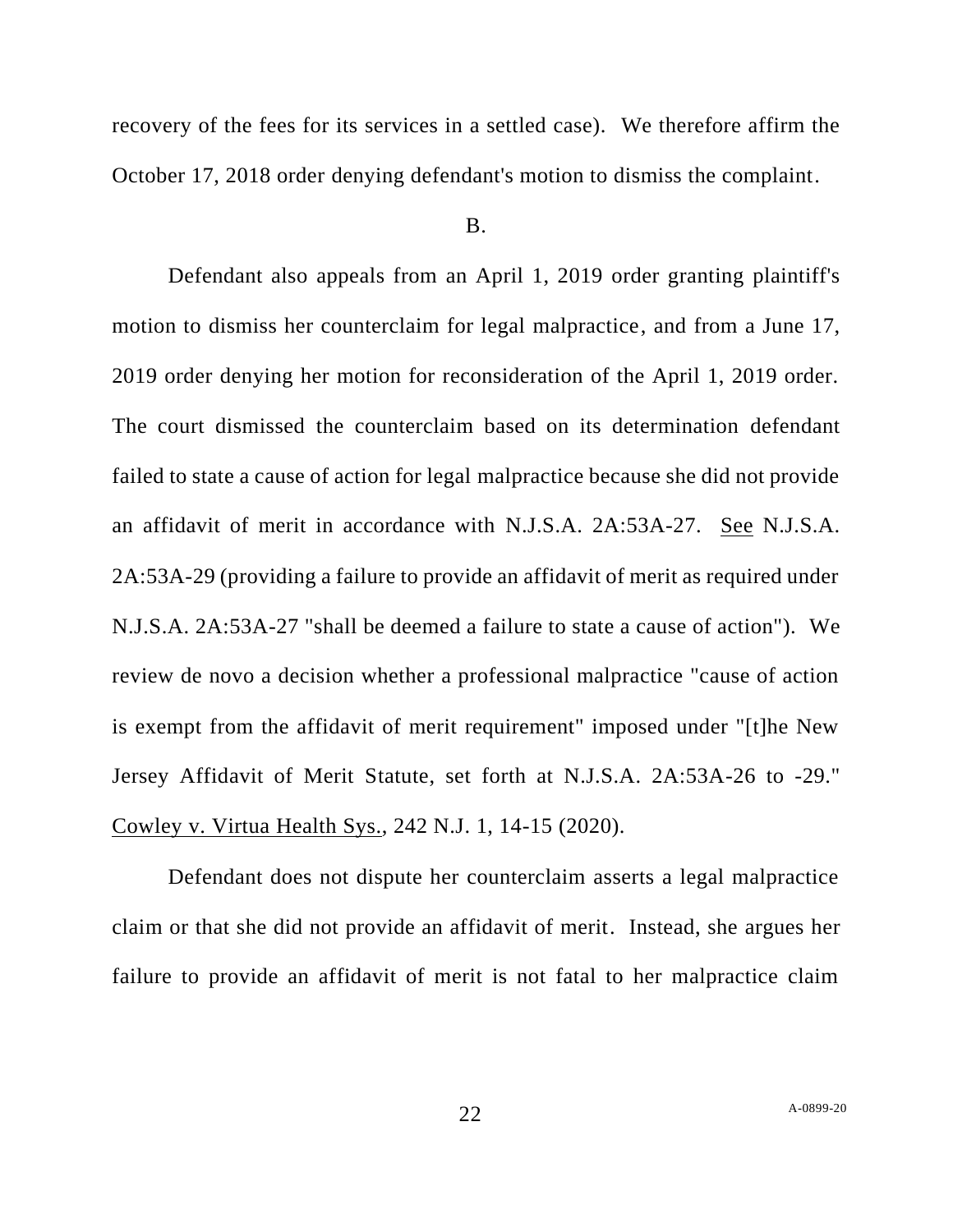recovery of the fees for its services in a settled case). We therefore affirm the October 17, 2018 order denying defendant's motion to dismiss the complaint.

B.

Defendant also appeals from an April 1, 2019 order granting plaintiff's motion to dismiss her counterclaim for legal malpractice, and from a June 17, 2019 order denying her motion for reconsideration of the April 1, 2019 order. The court dismissed the counterclaim based on its determination defendant failed to state a cause of action for legal malpractice because she did not provide an affidavit of merit in accordance with N.J.S.A. 2A:53A-27. See N.J.S.A. 2A:53A-29 (providing a failure to provide an affidavit of merit as required under N.J.S.A. 2A:53A-27 "shall be deemed a failure to state a cause of action"). We review de novo a decision whether a professional malpractice "cause of action is exempt from the affidavit of merit requirement" imposed under "[t]he New Jersey Affidavit of Merit Statute, set forth at N.J.S.A. 2A:53A-26 to -29." Cowley v. Virtua Health Sys., 242 N.J. 1, 14-15 (2020).

Defendant does not dispute her counterclaim asserts a legal malpractice claim or that she did not provide an affidavit of merit. Instead, she argues her failure to provide an affidavit of merit is not fatal to her malpractice claim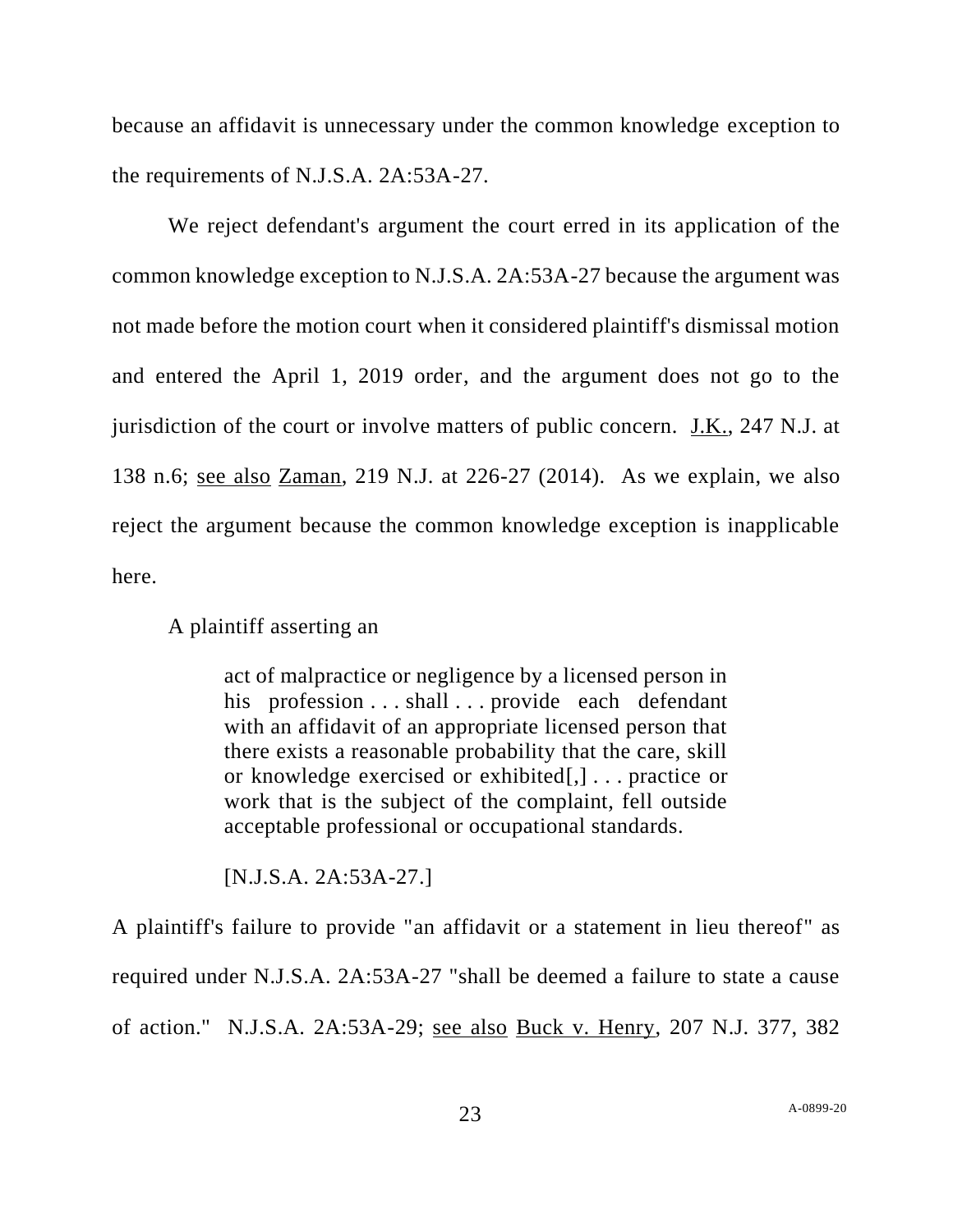because an affidavit is unnecessary under the common knowledge exception to the requirements of N.J.S.A. 2A:53A-27.

We reject defendant's argument the court erred in its application of the common knowledge exception to N.J.S.A. 2A:53A-27 because the argument was not made before the motion court when it considered plaintiff's dismissal motion and entered the April 1, 2019 order, and the argument does not go to the jurisdiction of the court or involve matters of public concern. J.K., 247 N.J. at 138 n.6; see also Zaman, 219 N.J. at 226-27 (2014). As we explain, we also reject the argument because the common knowledge exception is inapplicable here.

A plaintiff asserting an

> act of malpractice or negligence by a licensed person in his profession . . . shall . . . provide each defendant with an affidavit of an appropriate licensed person that there exists a reasonable probability that the care, skill or knowledge exercised or exhibited[,] . . . practice or work that is the subject of the complaint, fell outside acceptable professional or occupational standards.
>
> [N.J.S.A. 2A:53A-27.]

A plaintiff's failure to provide "an affidavit or a statement in lieu thereof" as required under N.J.S.A. 2A:53A-27 "shall be deemed a failure to state a cause of action." N.J.S.A. 2A:53A-29; see also Buck v. Henry, 207 N.J. 377, 382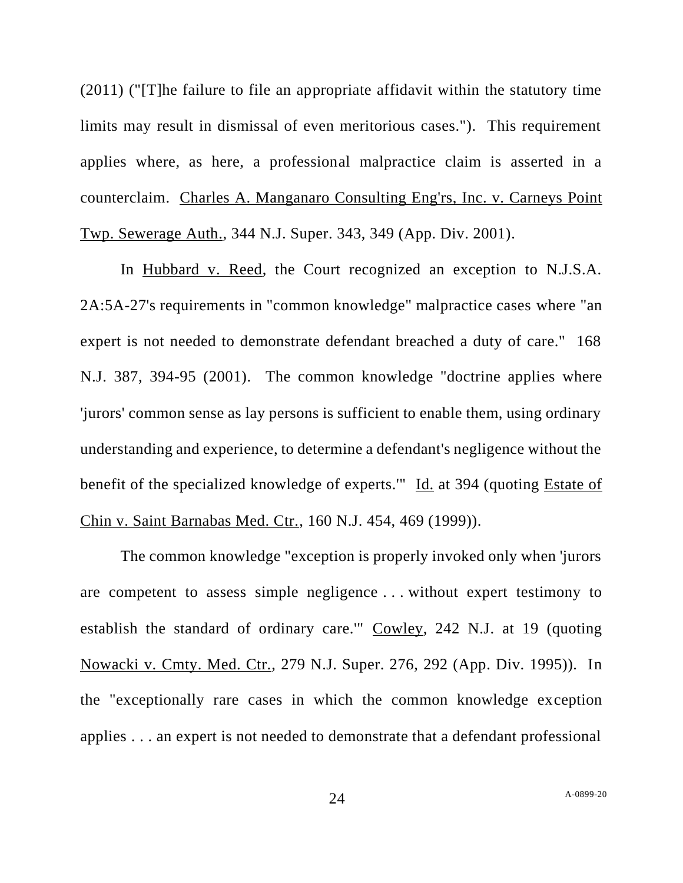(2011) ("[T]he failure to file an appropriate affidavit within the statutory time limits may result in dismissal of even meritorious cases."). This requirement applies where, as here, a professional malpractice claim is asserted in a counterclaim. Charles A. Manganaro Consulting Eng'rs, Inc. v. Carneys Point Twp. Sewerage Auth., 344 N.J. Super. 343, 349 (App. Div. 2001).

In Hubbard v. Reed, the Court recognized an exception to N.J.S.A. 2A:5A-27's requirements in "common knowledge" malpractice cases where "an expert is not needed to demonstrate defendant breached a duty of care." 168 N.J. 387, 394-95 (2001). The common knowledge "doctrine applies where 'jurors' common sense as lay persons is sufficient to enable them, using ordinary understanding and experience, to determine a defendant's negligence without the benefit of the specialized knowledge of experts.'" Id. at 394 (quoting Estate of Chin v. Saint Barnabas Med. Ctr., 160 N.J. 454, 469 (1999)).

The common knowledge "exception is properly invoked only when 'jurors are competent to assess simple negligence . . . without expert testimony to establish the standard of ordinary care.'" Cowley, 242 N.J. at 19 (quoting Nowacki v. Cmty. Med. Ctr., 279 N.J. Super. 276, 292 (App. Div. 1995)). In the "exceptionally rare cases in which the common knowledge exception applies . . . an expert is not needed to demonstrate that a defendant professional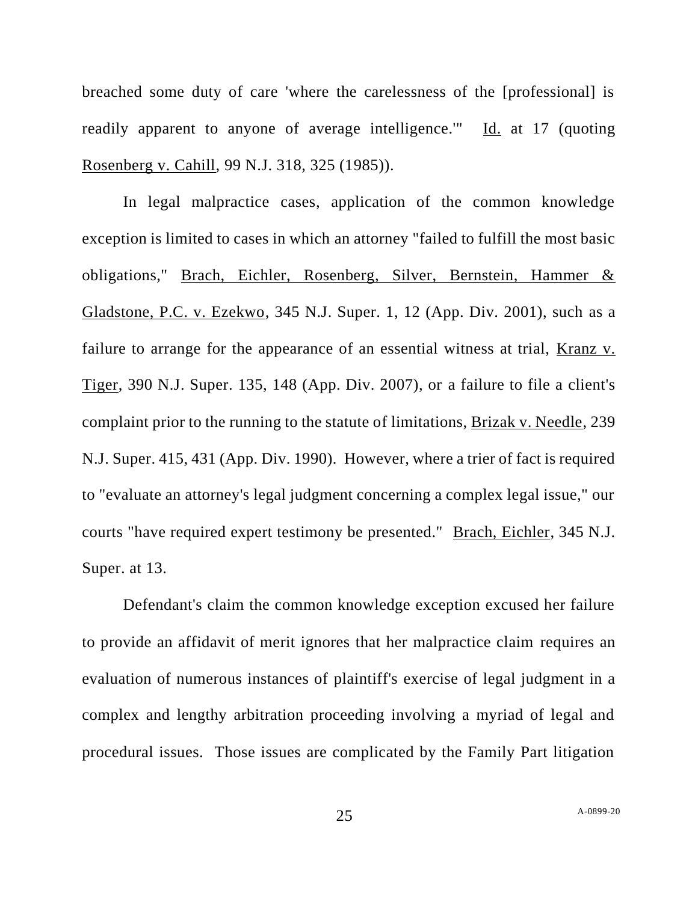breached some duty of care 'where the carelessness of the [professional] is readily apparent to anyone of average intelligence.'" Id. at 17 (quoting Rosenberg v. Cahill, 99 N.J. 318, 325 (1985)).

In legal malpractice cases, application of the common knowledge exception is limited to cases in which an attorney "failed to fulfill the most basic obligations," Brach, Eichler, Rosenberg, Silver, Bernstein, Hammer & Gladstone, P.C. v. Ezekwo, 345 N.J. Super. 1, 12 (App. Div. 2001), such as a failure to arrange for the appearance of an essential witness at trial, Kranz v. Tiger, 390 N.J. Super. 135, 148 (App. Div. 2007), or a failure to file a client's complaint prior to the running to the statute of limitations, Brizak v. Needle, 239 N.J. Super. 415, 431 (App. Div. 1990). However, where a trier of fact is required to "evaluate an attorney's legal judgment concerning a complex legal issue," our courts "have required expert testimony be presented." Brach, Eichler, 345 N.J. Super. at 13.

Defendant's claim the common knowledge exception excused her failure to provide an affidavit of merit ignores that her malpractice claim requires an evaluation of numerous instances of plaintiff's exercise of legal judgment in a complex and lengthy arbitration proceeding involving a myriad of legal and procedural issues. Those issues are complicated by the Family Part litigation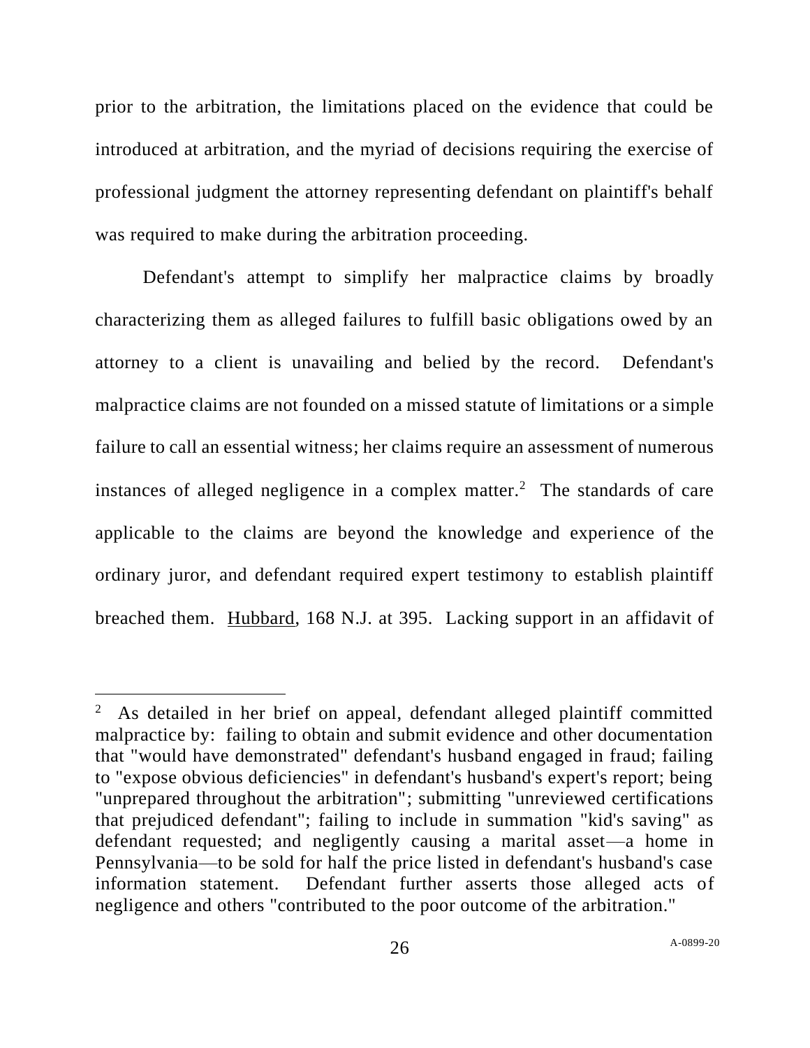prior to the arbitration, the limitations placed on the evidence that could be introduced at arbitration, and the myriad of decisions requiring the exercise of professional judgment the attorney representing defendant on plaintiff's behalf was required to make during the arbitration proceeding.

Defendant's attempt to simplify her malpractice claims by broadly characterizing them as alleged failures to fulfill basic obligations owed by an attorney to a client is unavailing and belied by the record. Defendant's malpractice claims are not founded on a missed statute of limitations or a simple failure to call an essential witness; her claims require an assessment of numerous instances of alleged negligence in a complex matter.[2] The standards of care applicable to the claims are beyond the knowledge and experience of the ordinary juror, and defendant required expert testimony to establish plaintiff breached them. Hubbard, 168 N.J. at 395. Lacking support in an affidavit of

---

[2] As detailed in her brief on appeal, defendant alleged plaintiff committed malpractice by: failing to obtain and submit evidence and other documentation that "would have demonstrated" defendant's husband engaged in fraud; failing to "expose obvious deficiencies" in defendant's husband's expert's report; being "unprepared throughout the arbitration"; submitting "unreviewed certifications that prejudiced defendant"; failing to include in summation "kid's saving" as defendant requested; and negligently causing a marital asset—a home in Pennsylvania—to be sold for half the price listed in defendant's husband's case information statement. Defendant further asserts those alleged acts of negligence and others "contributed to the poor outcome of the arbitration."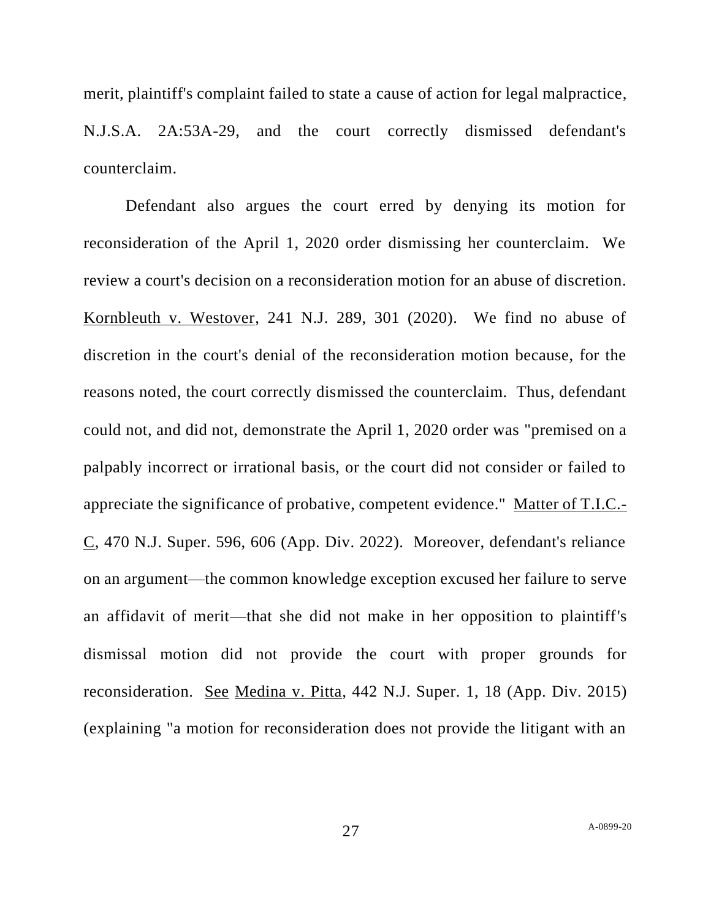merit, plaintiff's complaint failed to state a cause of action for legal malpractice, N.J.S.A. 2A:53A-29, and the court correctly dismissed defendant's counterclaim.

Defendant also argues the court erred by denying its motion for reconsideration of the April 1, 2020 order dismissing her counterclaim. We review a court's decision on a reconsideration motion for an abuse of discretion. Kornbleuth v. Westover, 241 N.J. 289, 301 (2020). We find no abuse of discretion in the court's denial of the reconsideration motion because, for the reasons noted, the court correctly dismissed the counterclaim. Thus, defendant could not, and did not, demonstrate the April 1, 2020 order was "premised on a palpably incorrect or irrational basis, or the court did not consider or failed to appreciate the significance of probative, competent evidence." Matter of T.I.C.-C, 470 N.J. Super. 596, 606 (App. Div. 2022). Moreover, defendant's reliance on an argument—the common knowledge exception excused her failure to serve an affidavit of merit—that she did not make in her opposition to plaintiff's dismissal motion did not provide the court with proper grounds for reconsideration. See Medina v. Pitta, 442 N.J. Super. 1, 18 (App. Div. 2015) (explaining "a motion for reconsideration does not provide the litigant with an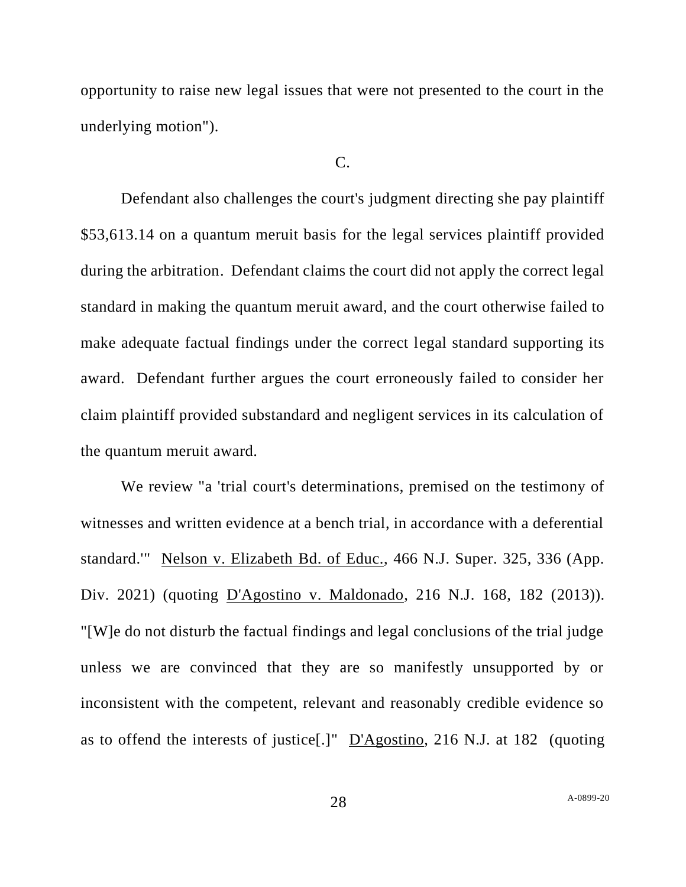opportunity to raise new legal issues that were not presented to the court in the underlying motion").

C.

Defendant also challenges the court's judgment directing she pay plaintiff $53,613.14 on a quantum meruit basis for the legal services plaintiff provided during the arbitration. Defendant claims the court did not apply the correct legal standard in making the quantum meruit award, and the court otherwise failed to make adequate factual findings under the correct legal standard supporting its award. Defendant further argues the court erroneously failed to consider her claim plaintiff provided substandard and negligent services in its calculation of the quantum meruit award.

We review "a 'trial court's determinations, premised on the testimony of witnesses and written evidence at a bench trial, in accordance with a deferential standard.'" Nelson v. Elizabeth Bd. of Educ., 466 N.J. Super. 325, 336 (App. Div. 2021) (quoting D'Agostino v. Maldonado, 216 N.J. 168, 182 (2013)). "[W]e do not disturb the factual findings and legal conclusions of the trial judge unless we are convinced that they are so manifestly unsupported by or inconsistent with the competent, relevant and reasonably credible evidence so as to offend the interests of justice[.]" D'Agostino, 216 N.J. at 182 (quoting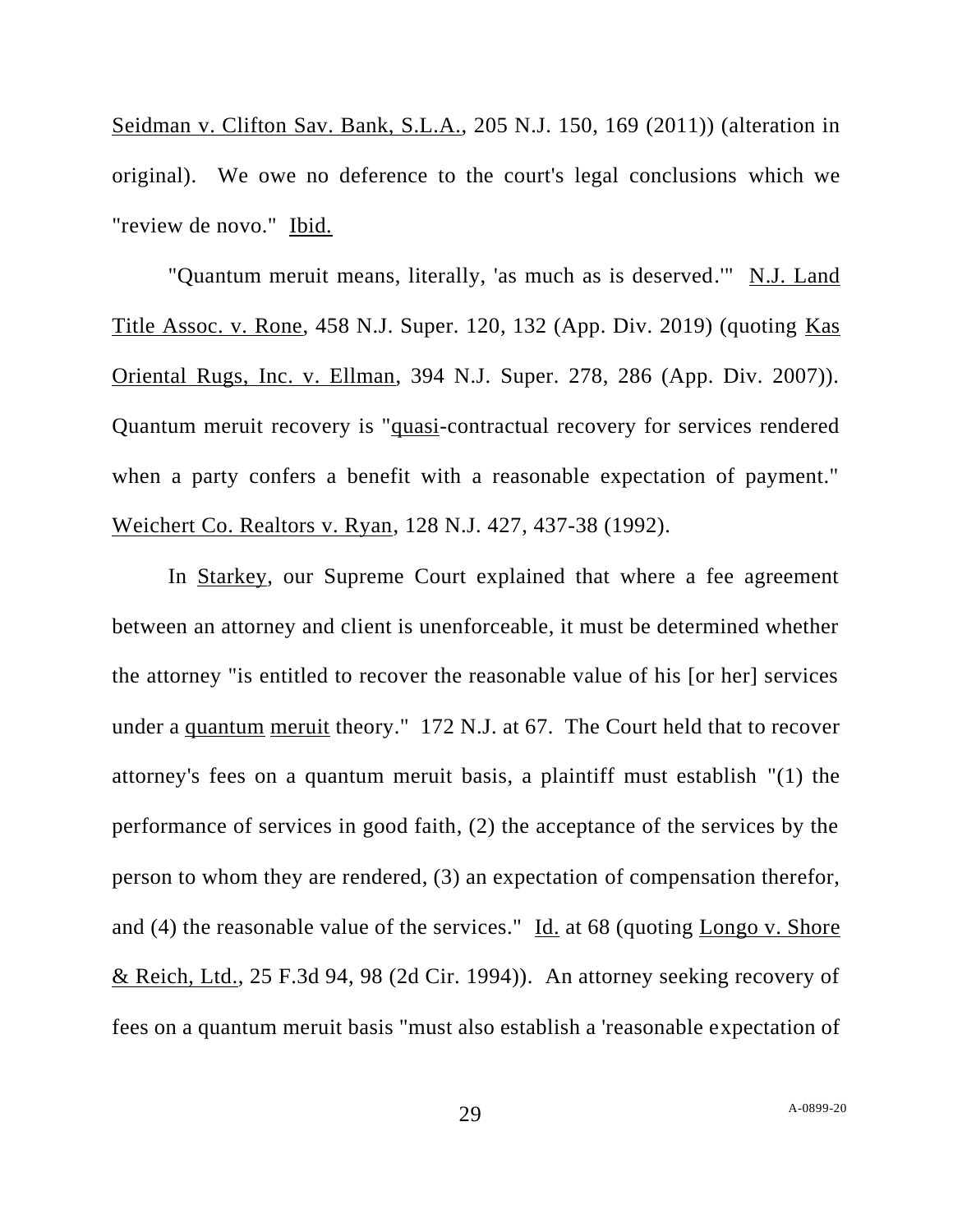Seidman v. Clifton Sav. Bank, S.L.A., 205 N.J. 150, 169 (2011)) (alteration in original). We owe no deference to the court's legal conclusions which we "review de novo." Ibid.

"Quantum meruit means, literally, 'as much as is deserved.'" N.J. Land Title Assoc. v. Rone, 458 N.J. Super. 120, 132 (App. Div. 2019) (quoting Kas Oriental Rugs, Inc. v. Ellman, 394 N.J. Super. 278, 286 (App. Div. 2007)). Quantum meruit recovery is "quasi-contractual recovery for services rendered when a party confers a benefit with a reasonable expectation of payment." Weichert Co. Realtors v. Ryan, 128 N.J. 427, 437-38 (1992).

In Starkey, our Supreme Court explained that where a fee agreement between an attorney and client is unenforceable, it must be determined whether the attorney "is entitled to recover the reasonable value of his [or her] services under a quantum meruit theory." 172 N.J. at 67. The Court held that to recover attorney's fees on a quantum meruit basis, a plaintiff must establish "(1) the performance of services in good faith, (2) the acceptance of the services by the person to whom they are rendered, (3) an expectation of compensation therefor, and (4) the reasonable value of the services." Id. at 68 (quoting Longo v. Shore & Reich, Ltd., 25 F.3d 94, 98 (2d Cir. 1994)). An attorney seeking recovery of fees on a quantum meruit basis "must also establish a 'reasonable expectation of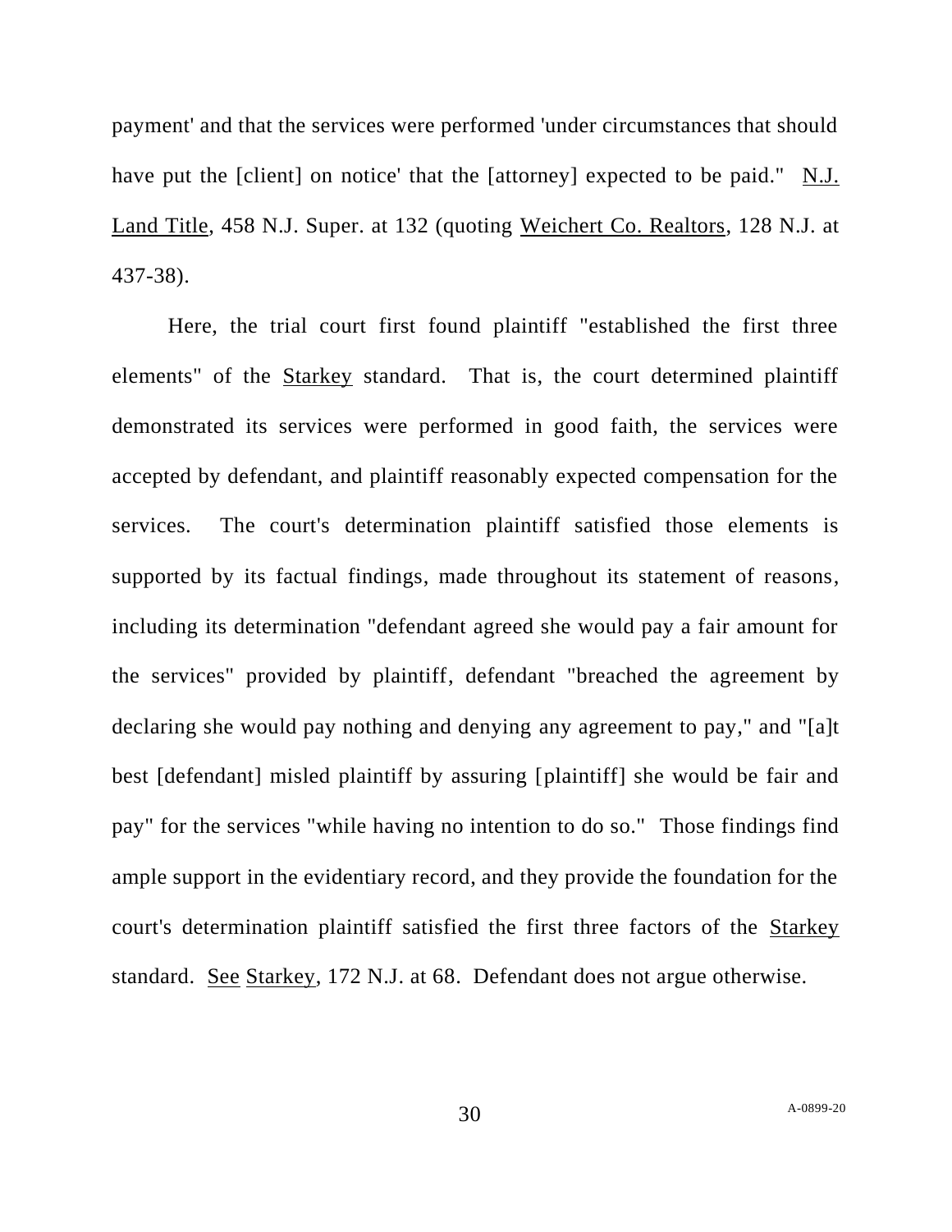payment' and that the services were performed 'under circumstances that should have put the [client] on notice' that the [attorney] expected to be paid." N.J. Land Title, 458 N.J. Super. at 132 (quoting Weichert Co. Realtors, 128 N.J. at 437-38).

Here, the trial court first found plaintiff "established the first three elements" of the Starkey standard. That is, the court determined plaintiff demonstrated its services were performed in good faith, the services were accepted by defendant, and plaintiff reasonably expected compensation for the services. The court's determination plaintiff satisfied those elements is supported by its factual findings, made throughout its statement of reasons, including its determination "defendant agreed she would pay a fair amount for the services" provided by plaintiff, defendant "breached the agreement by declaring she would pay nothing and denying any agreement to pay," and "[a]t best [defendant] misled plaintiff by assuring [plaintiff] she would be fair and pay" for the services "while having no intention to do so." Those findings find ample support in the evidentiary record, and they provide the foundation for the court's determination plaintiff satisfied the first three factors of the Starkey standard. See Starkey, 172 N.J. at 68. Defendant does not argue otherwise.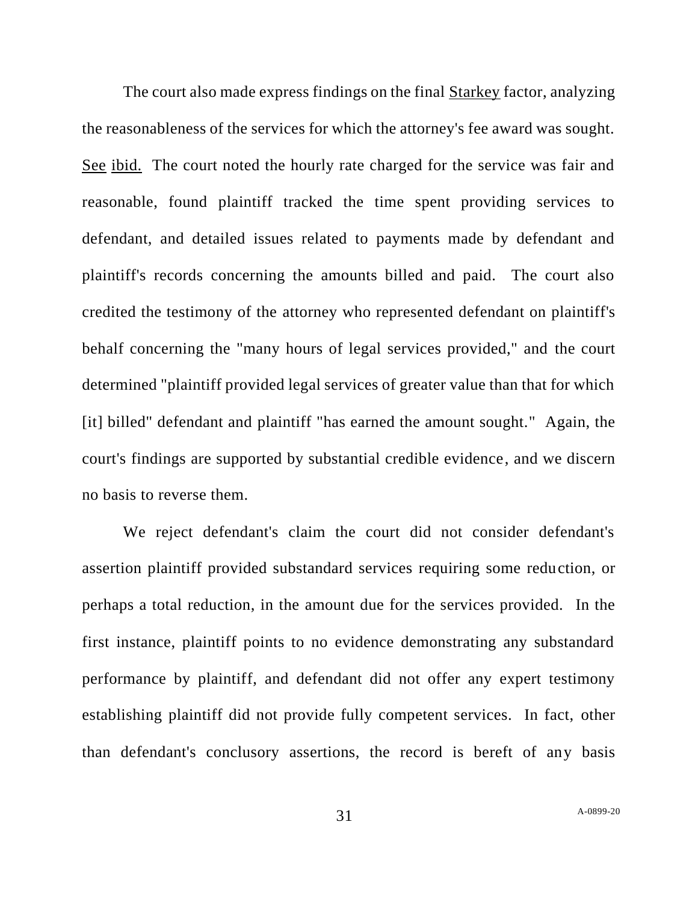The court also made express findings on the final Starkey factor, analyzing the reasonableness of the services for which the attorney's fee award was sought. See ibid. The court noted the hourly rate charged for the service was fair and reasonable, found plaintiff tracked the time spent providing services to defendant, and detailed issues related to payments made by defendant and plaintiff's records concerning the amounts billed and paid. The court also credited the testimony of the attorney who represented defendant on plaintiff's behalf concerning the "many hours of legal services provided," and the court determined "plaintiff provided legal services of greater value than that for which [it] billed" defendant and plaintiff "has earned the amount sought." Again, the court's findings are supported by substantial credible evidence, and we discern no basis to reverse them.

We reject defendant's claim the court did not consider defendant's assertion plaintiff provided substandard services requiring some reduction, or perhaps a total reduction, in the amount due for the services provided. In the first instance, plaintiff points to no evidence demonstrating any substandard performance by plaintiff, and defendant did not offer any expert testimony establishing plaintiff did not provide fully competent services. In fact, other than defendant's conclusory assertions, the record is bereft of any basis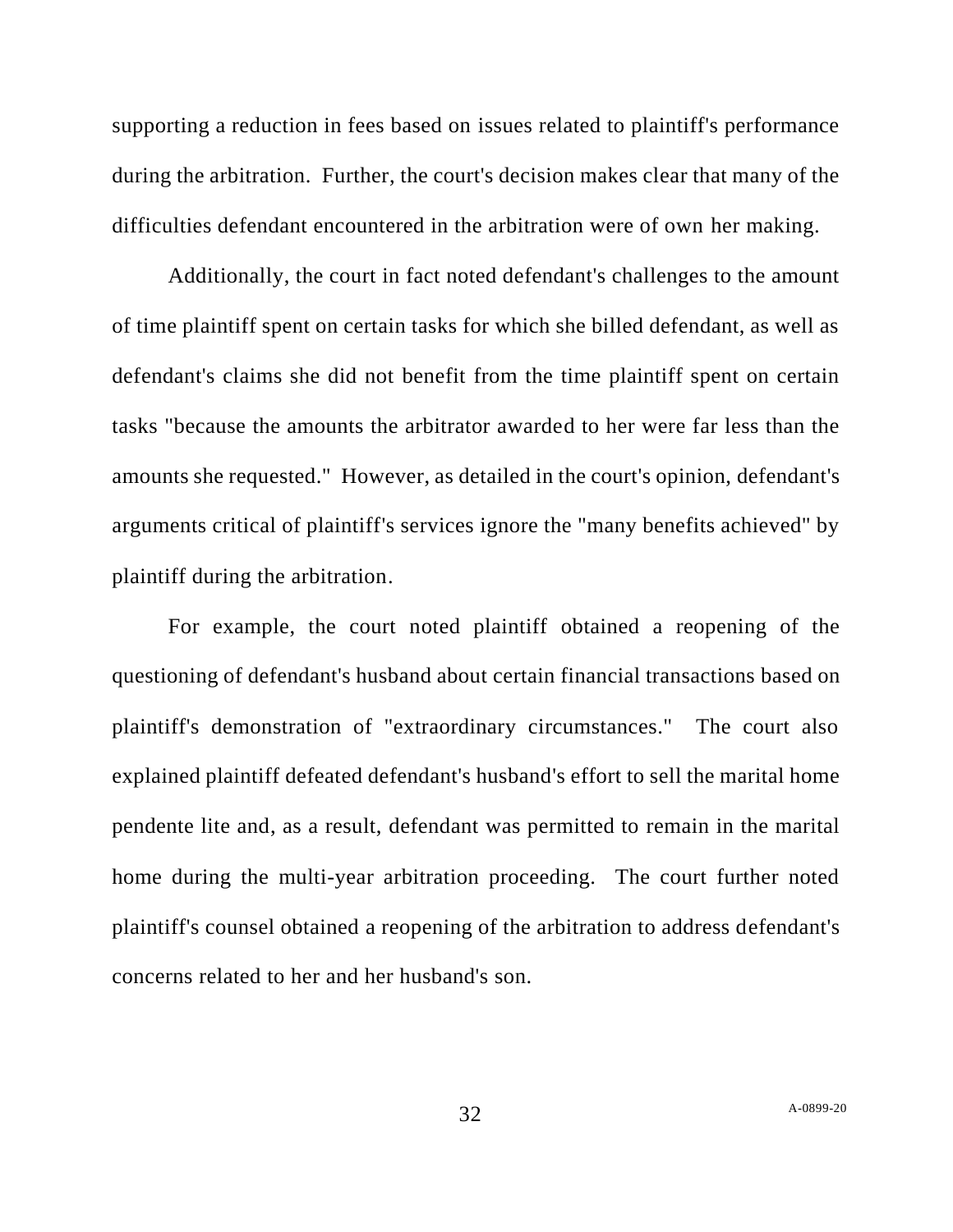supporting a reduction in fees based on issues related to plaintiff's performance during the arbitration. Further, the court's decision makes clear that many of the difficulties defendant encountered in the arbitration were of own her making.

Additionally, the court in fact noted defendant's challenges to the amount of time plaintiff spent on certain tasks for which she billed defendant, as well as defendant's claims she did not benefit from the time plaintiff spent on certain tasks "because the amounts the arbitrator awarded to her were far less than the amounts she requested." However, as detailed in the court's opinion, defendant's arguments critical of plaintiff's services ignore the "many benefits achieved" by plaintiff during the arbitration.

For example, the court noted plaintiff obtained a reopening of the questioning of defendant's husband about certain financial transactions based on plaintiff's demonstration of "extraordinary circumstances." The court also explained plaintiff defeated defendant's husband's effort to sell the marital home pendente lite and, as a result, defendant was permitted to remain in the marital home during the multi-year arbitration proceeding. The court further noted plaintiff's counsel obtained a reopening of the arbitration to address defendant's concerns related to her and her husband's son.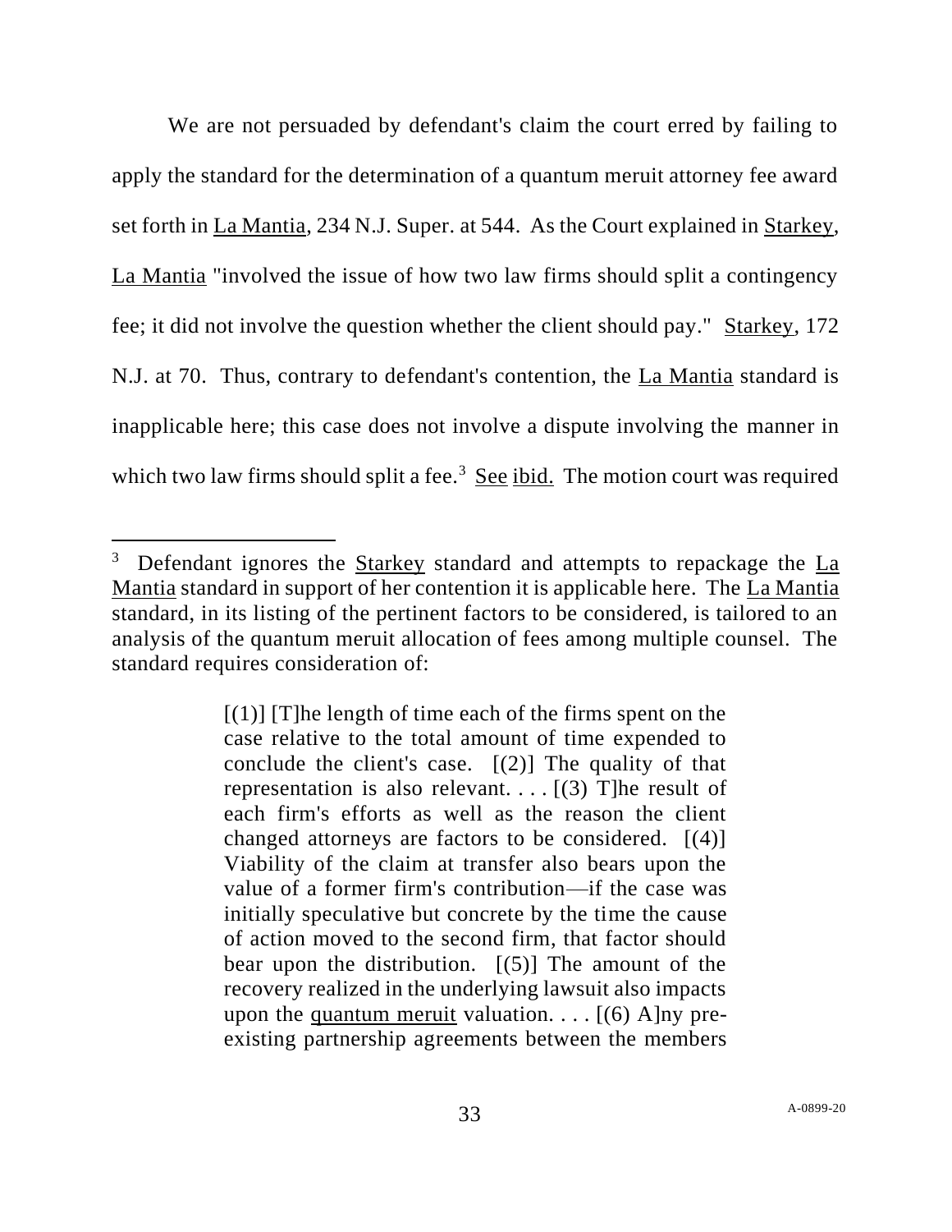We are not persuaded by defendant's claim the court erred by failing to apply the standard for the determination of a quantum meruit attorney fee award set forth in La Mantia, 234 N.J. Super. at 544. As the Court explained in Starkey, La Mantia "involved the issue of how two law firms should split a contingency fee; it did not involve the question whether the client should pay." Starkey, 172 N.J. at 70. Thus, contrary to defendant's contention, the La Mantia standard is inapplicable here; this case does not involve a dispute involving the manner in which two law firms should split a fee.[3] See ibid. The motion court was required

---

[3] Defendant ignores the Starkey standard and attempts to repackage the La Mantia standard in support of her contention it is applicable here. The La Mantia standard, in its listing of the pertinent factors to be considered, is tailored to an analysis of the quantum meruit allocation of fees among multiple counsel. The standard requires consideration of:

> [(1)] [T]he length of time each of the firms spent on the case relative to the total amount of time expended to conclude the client's case. [(2)] The quality of that representation is also relevant. . . . [(3) T]he result of each firm's efforts as well as the reason the client changed attorneys are factors to be considered. [(4)] Viability of the claim at transfer also bears upon the value of a former firm's contribution—if the case was initially speculative but concrete by the time the cause of action moved to the second firm, that factor should bear upon the distribution. [(5)] The amount of the recovery realized in the underlying lawsuit also impacts upon the quantum meruit valuation. . . . [(6) A]ny pre-existing partnership agreements between the members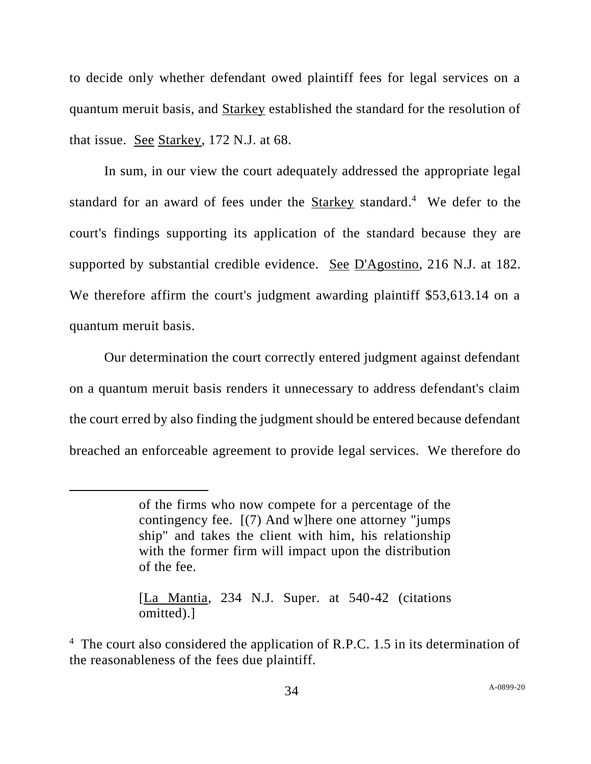to decide only whether defendant owed plaintiff fees for legal services on a quantum meruit basis, and Starkey established the standard for the resolution of that issue. See Starkey, 172 N.J. at 68.

In sum, in our view the court adequately addressed the appropriate legal standard for an award of fees under the Starkey standard.[4] We defer to the court's findings supporting its application of the standard because they are supported by substantial credible evidence. See D'Agostino, 216 N.J. at 182. We therefore affirm the court's judgment awarding plaintiff $53,613.14 on a quantum meruit basis.

Our determination the court correctly entered judgment against defendant on a quantum meruit basis renders it unnecessary to address defendant's claim the court erred by also finding the judgment should be entered because defendant breached an enforceable agreement to provide legal services. We therefore do

---

> of the firms who now compete for a percentage of the contingency fee. [(7) And w]here one attorney "jumps ship" and takes the client with him, his relationship with the former firm will impact upon the distribution of the fee.
>
> [La Mantia, 234 N.J. Super. at 540-42 (citations omitted).]

[4] The court also considered the application of R.P.C. 1.5 in its determination of the reasonableness of the fees due plaintiff.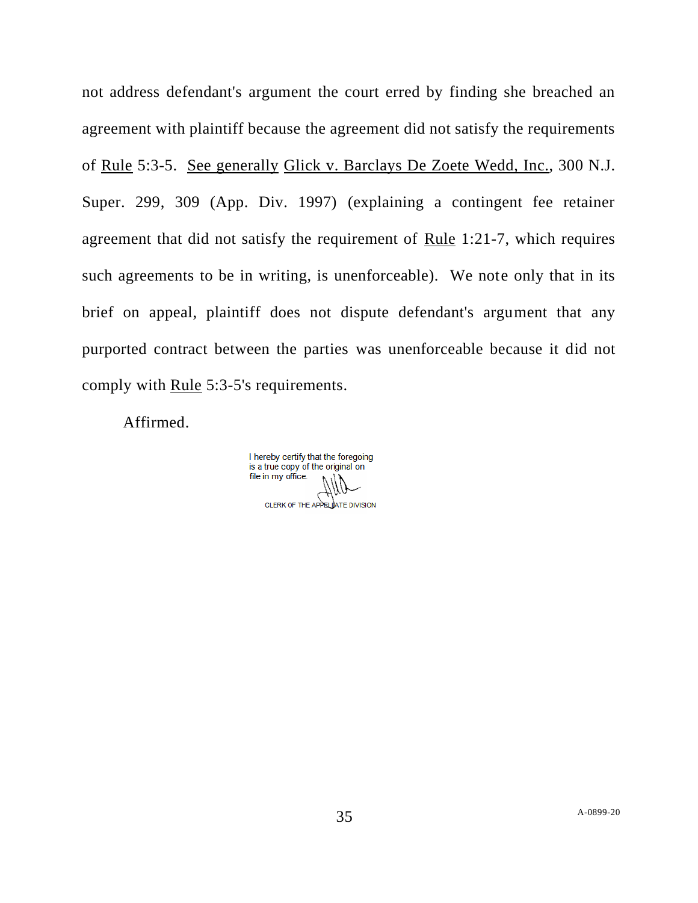not address defendant's argument the court erred by finding she breached an agreement with plaintiff because the agreement did not satisfy the requirements of Rule 5:3-5. See generally Glick v. Barclays De Zoete Wedd, Inc., 300 N.J. Super. 299, 309 (App. Div. 1997) (explaining a contingent fee retainer agreement that did not satisfy the requirement of Rule 1:21-7, which requires such agreements to be in writing, is unenforceable). We note only that in its brief on appeal, plaintiff does not dispute defendant's argument that any purported contract between the parties was unenforceable because it did not comply with Rule 5:3-5's requirements.

Affirmed.

I hereby certify that the foregoing is a true copy of the original on file in my office.

CLERK OF THE APPELLATE DIVISION